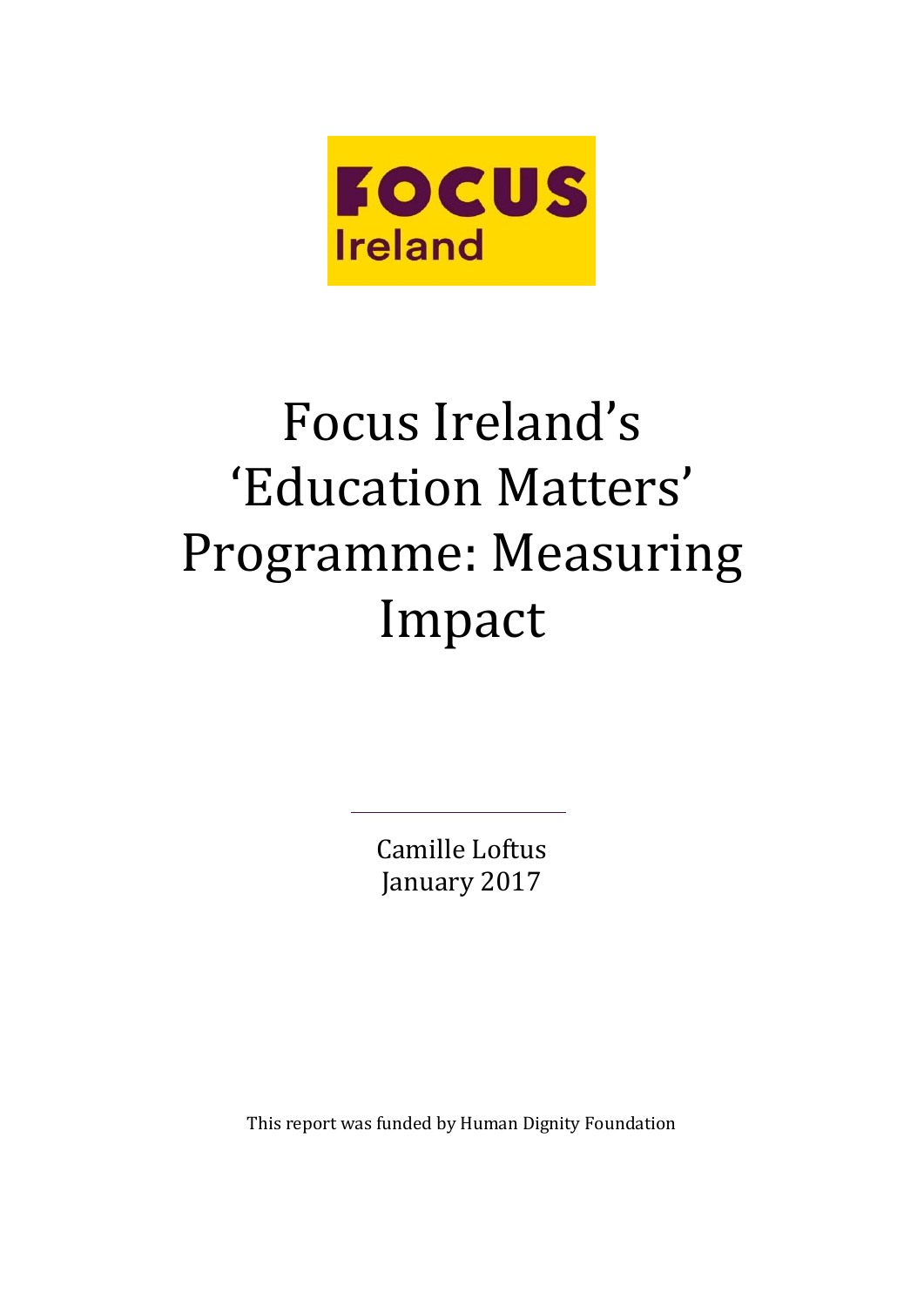FOCUS Ireland

# Focus Ireland's 'Education Matters' Programme: Measuring Impact

Camille Loftus
January 2017

This report was funded by Human Dignity Foundation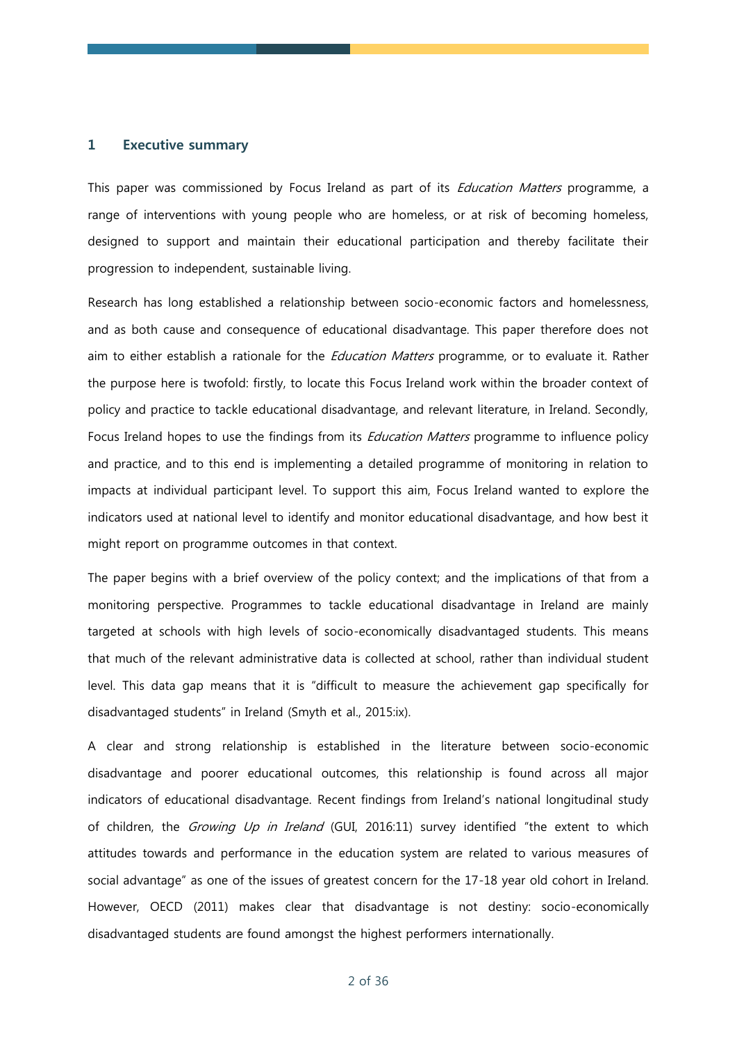## 1 Executive summary

This paper was commissioned by Focus Ireland as part of its *Education Matters* programme, a range of interventions with young people who are homeless, or at risk of becoming homeless, designed to support and maintain their educational participation and thereby facilitate their progression to independent, sustainable living.

Research has long established a relationship between socio-economic factors and homelessness, and as both cause and consequence of educational disadvantage. This paper therefore does not aim to either establish a rationale for the *Education Matters* programme, or to evaluate it. Rather the purpose here is twofold: firstly, to locate this Focus Ireland work within the broader context of policy and practice to tackle educational disadvantage, and relevant literature, in Ireland. Secondly, Focus Ireland hopes to use the findings from its *Education Matters* programme to influence policy and practice, and to this end is implementing a detailed programme of monitoring in relation to impacts at individual participant level. To support this aim, Focus Ireland wanted to explore the indicators used at national level to identify and monitor educational disadvantage, and how best it might report on programme outcomes in that context.

The paper begins with a brief overview of the policy context; and the implications of that from a monitoring perspective. Programmes to tackle educational disadvantage in Ireland are mainly targeted at schools with high levels of socio-economically disadvantaged students. This means that much of the relevant administrative data is collected at school, rather than individual student level. This data gap means that it is "difficult to measure the achievement gap specifically for disadvantaged students" in Ireland (Smyth et al., 2015:ix).

A clear and strong relationship is established in the literature between socio-economic disadvantage and poorer educational outcomes, this relationship is found across all major indicators of educational disadvantage. Recent findings from Ireland's national longitudinal study of children, the *Growing Up in Ireland* (GUI, 2016:11) survey identified "the extent to which attitudes towards and performance in the education system are related to various measures of social advantage" as one of the issues of greatest concern for the 17-18 year old cohort in Ireland. However, OECD (2011) makes clear that disadvantage is not destiny: socio-economically disadvantaged students are found amongst the highest performers internationally.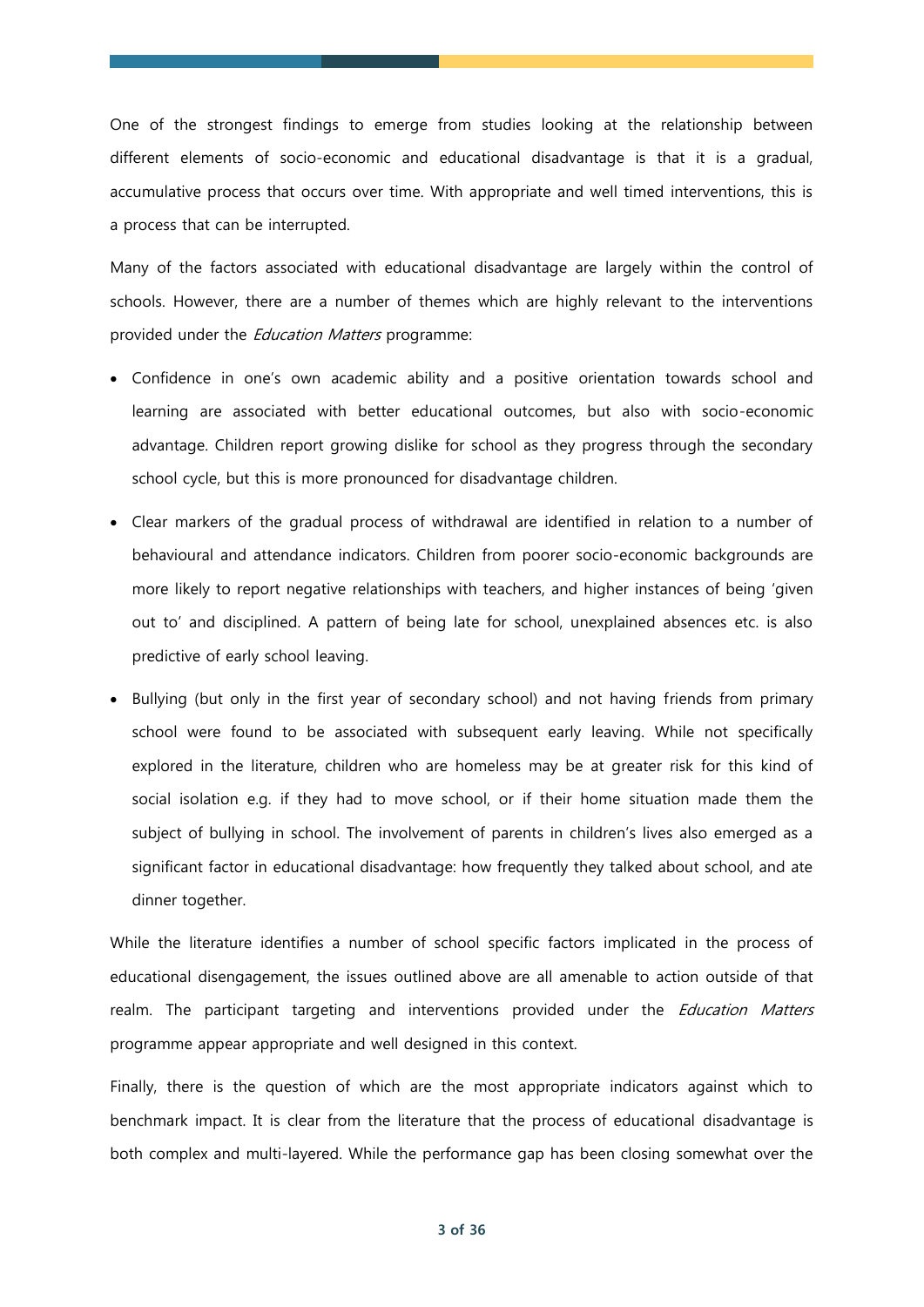One of the strongest findings to emerge from studies looking at the relationship between different elements of socio-economic and educational disadvantage is that it is a gradual, accumulative process that occurs over time. With appropriate and well timed interventions, this is a process that can be interrupted.

Many of the factors associated with educational disadvantage are largely within the control of schools. However, there are a number of themes which are highly relevant to the interventions provided under the *Education Matters* programme:

- Confidence in one's own academic ability and a positive orientation towards school and learning are associated with better educational outcomes, but also with socio-economic advantage. Children report growing dislike for school as they progress through the secondary school cycle, but this is more pronounced for disadvantage children.
- Clear markers of the gradual process of withdrawal are identified in relation to a number of behavioural and attendance indicators. Children from poorer socio-economic backgrounds are more likely to report negative relationships with teachers, and higher instances of being 'given out to' and disciplined. A pattern of being late for school, unexplained absences etc. is also predictive of early school leaving.
- Bullying (but only in the first year of secondary school) and not having friends from primary school were found to be associated with subsequent early leaving. While not specifically explored in the literature, children who are homeless may be at greater risk for this kind of social isolation e.g. if they had to move school, or if their home situation made them the subject of bullying in school. The involvement of parents in children's lives also emerged as a significant factor in educational disadvantage: how frequently they talked about school, and ate dinner together.

While the literature identifies a number of school specific factors implicated in the process of educational disengagement, the issues outlined above are all amenable to action outside of that realm. The participant targeting and interventions provided under the *Education Matters* programme appear appropriate and well designed in this context.

Finally, there is the question of which are the most appropriate indicators against which to benchmark impact. It is clear from the literature that the process of educational disadvantage is both complex and multi-layered. While the performance gap has been closing somewhat over the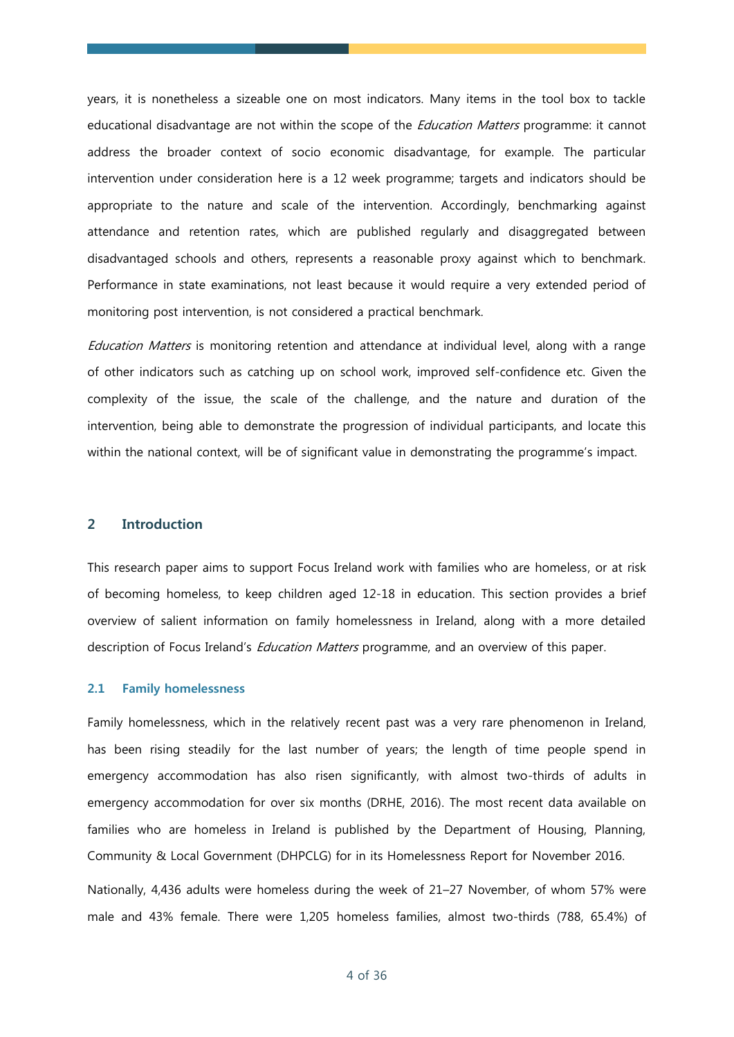years, it is nonetheless a sizeable one on most indicators. Many items in the tool box to tackle educational disadvantage are not within the scope of the *Education Matters* programme: it cannot address the broader context of socio economic disadvantage, for example. The particular intervention under consideration here is a 12 week programme; targets and indicators should be appropriate to the nature and scale of the intervention. Accordingly, benchmarking against attendance and retention rates, which are published regularly and disaggregated between disadvantaged schools and others, represents a reasonable proxy against which to benchmark. Performance in state examinations, not least because it would require a very extended period of monitoring post intervention, is not considered a practical benchmark.

*Education Matters* is monitoring retention and attendance at individual level, along with a range of other indicators such as catching up on school work, improved self-confidence etc. Given the complexity of the issue, the scale of the challenge, and the nature and duration of the intervention, being able to demonstrate the progression of individual participants, and locate this within the national context, will be of significant value in demonstrating the programme's impact.

## 2 Introduction

This research paper aims to support Focus Ireland work with families who are homeless, or at risk of becoming homeless, to keep children aged 12-18 in education. This section provides a brief overview of salient information on family homelessness in Ireland, along with a more detailed description of Focus Ireland's *Education Matters* programme, and an overview of this paper.

### 2.1 Family homelessness

Family homelessness, which in the relatively recent past was a very rare phenomenon in Ireland, has been rising steadily for the last number of years; the length of time people spend in emergency accommodation has also risen significantly, with almost two-thirds of adults in emergency accommodation for over six months (DRHE, 2016). The most recent data available on families who are homeless in Ireland is published by the Department of Housing, Planning, Community & Local Government (DHPCLG) for in its Homelessness Report for November 2016.

Nationally, 4,436 adults were homeless during the week of 21–27 November, of whom 57% were male and 43% female. There were 1,205 homeless families, almost two-thirds (788, 65.4%) of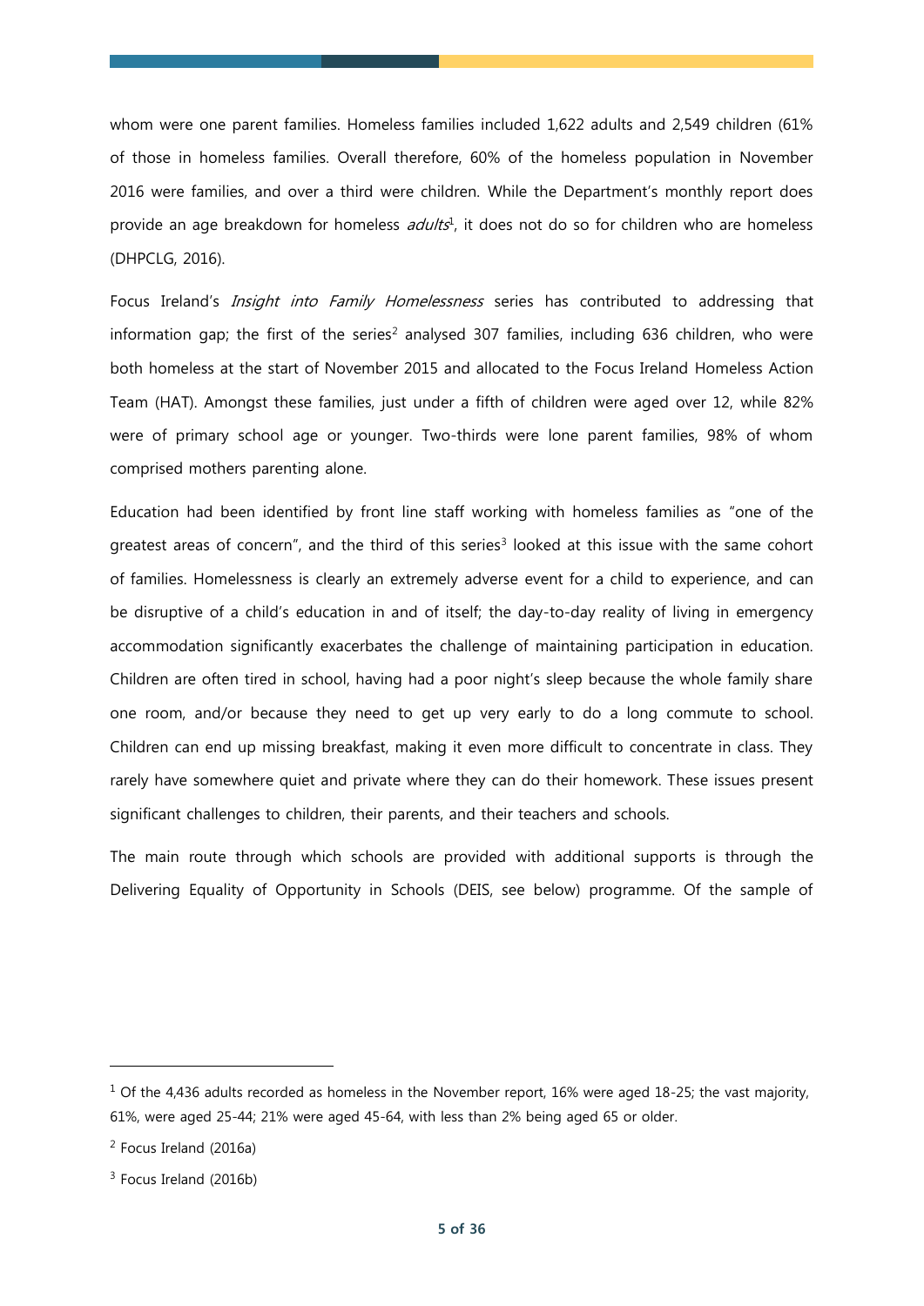whom were one parent families. Homeless families included 1,622 adults and 2,549 children (61% of those in homeless families. Overall therefore, 60% of the homeless population in November 2016 were families, and over a third were children. While the Department's monthly report does provide an age breakdown for homeless *adults*[1], it does not do so for children who are homeless (DHPCLG, 2016).

Focus Ireland's *Insight into Family Homelessness* series has contributed to addressing that information gap; the first of the series[2] analysed 307 families, including 636 children, who were both homeless at the start of November 2015 and allocated to the Focus Ireland Homeless Action Team (HAT). Amongst these families, just under a fifth of children were aged over 12, while 82% were of primary school age or younger. Two-thirds were lone parent families, 98% of whom comprised mothers parenting alone.

Education had been identified by front line staff working with homeless families as "one of the greatest areas of concern", and the third of this series[3] looked at this issue with the same cohort of families. Homelessness is clearly an extremely adverse event for a child to experience, and can be disruptive of a child's education in and of itself; the day-to-day reality of living in emergency accommodation significantly exacerbates the challenge of maintaining participation in education. Children are often tired in school, having had a poor night's sleep because the whole family share one room, and/or because they need to get up very early to do a long commute to school. Children can end up missing breakfast, making it even more difficult to concentrate in class. They rarely have somewhere quiet and private where they can do their homework. These issues present significant challenges to children, their parents, and their teachers and schools.

The main route through which schools are provided with additional supports is through the Delivering Equality of Opportunity in Schools (DEIS, see below) programme. Of the sample of

---

[1] Of the 4,436 adults recorded as homeless in the November report, 16% were aged 18-25; the vast majority, 61%, were aged 25-44; 21% were aged 45-64, with less than 2% being aged 65 or older.

[2] Focus Ireland (2016a)

[3] Focus Ireland (2016b)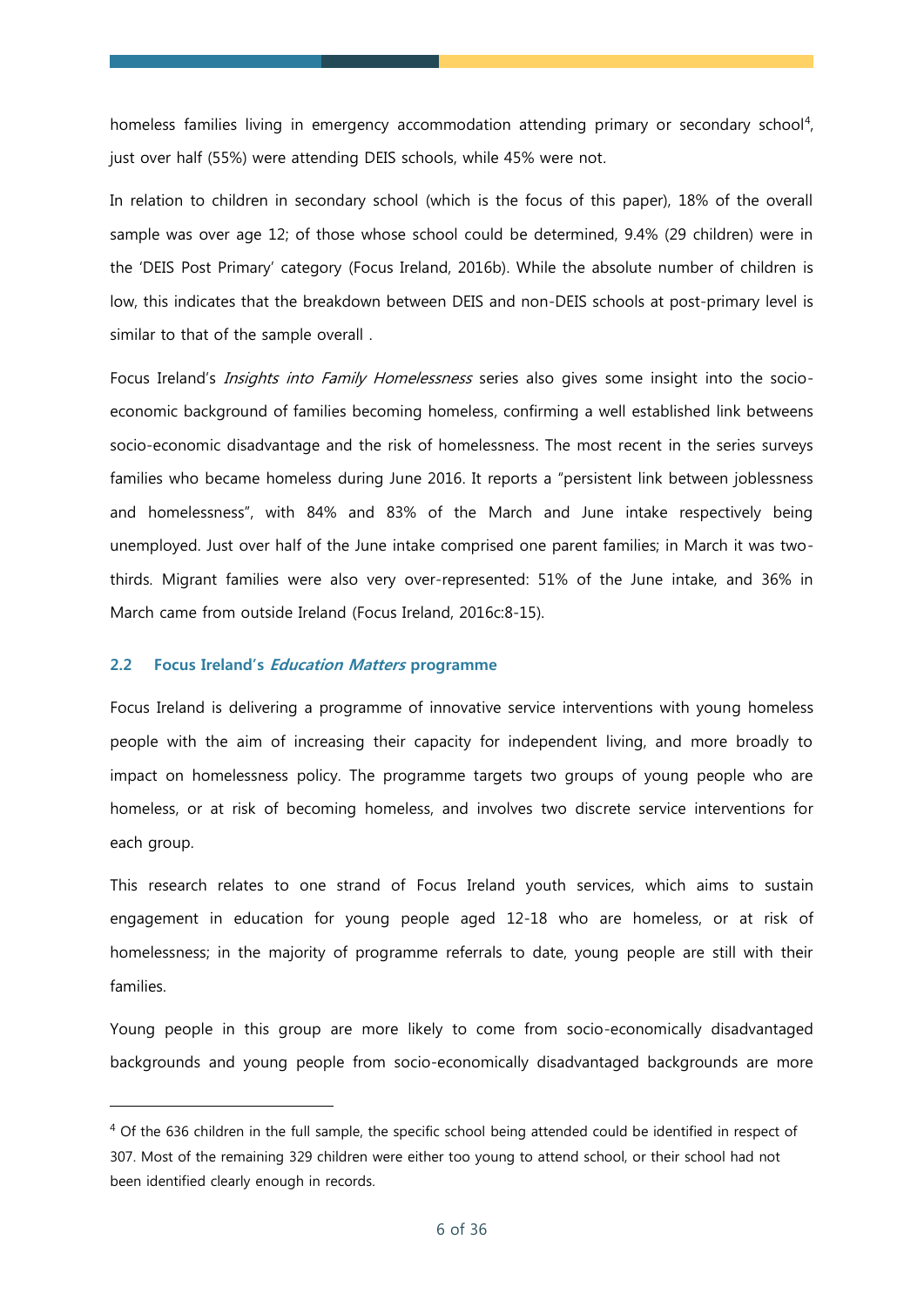homeless families living in emergency accommodation attending primary or secondary school[4], just over half (55%) were attending DEIS schools, while 45% were not.

In relation to children in secondary school (which is the focus of this paper), 18% of the overall sample was over age 12; of those whose school could be determined, 9.4% (29 children) were in the 'DEIS Post Primary' category (Focus Ireland, 2016b). While the absolute number of children is low, this indicates that the breakdown between DEIS and non-DEIS schools at post-primary level is similar to that of the sample overall .

Focus Ireland's *Insights into Family Homelessness* series also gives some insight into the socio-economic background of families becoming homeless, confirming a well established link betweens socio-economic disadvantage and the risk of homelessness. The most recent in the series surveys families who became homeless during June 2016. It reports a "persistent link between joblessness and homelessness", with 84% and 83% of the March and June intake respectively being unemployed. Just over half of the June intake comprised one parent families; in March it was two-thirds. Migrant families were also very over-represented: 51% of the June intake, and 36% in March came from outside Ireland (Focus Ireland, 2016c:8-15).

### 2.2 Focus Ireland's *Education Matters* programme

Focus Ireland is delivering a programme of innovative service interventions with young homeless people with the aim of increasing their capacity for independent living, and more broadly to impact on homelessness policy. The programme targets two groups of young people who are homeless, or at risk of becoming homeless, and involves two discrete service interventions for each group.

This research relates to one strand of Focus Ireland youth services, which aims to sustain engagement in education for young people aged 12-18 who are homeless, or at risk of homelessness; in the majority of programme referrals to date, young people are still with their families.

Young people in this group are more likely to come from socio-economically disadvantaged backgrounds and young people from socio-economically disadvantaged backgrounds are more

---

[4] Of the 636 children in the full sample, the specific school being attended could be identified in respect of 307. Most of the remaining 329 children were either too young to attend school, or their school had not been identified clearly enough in records.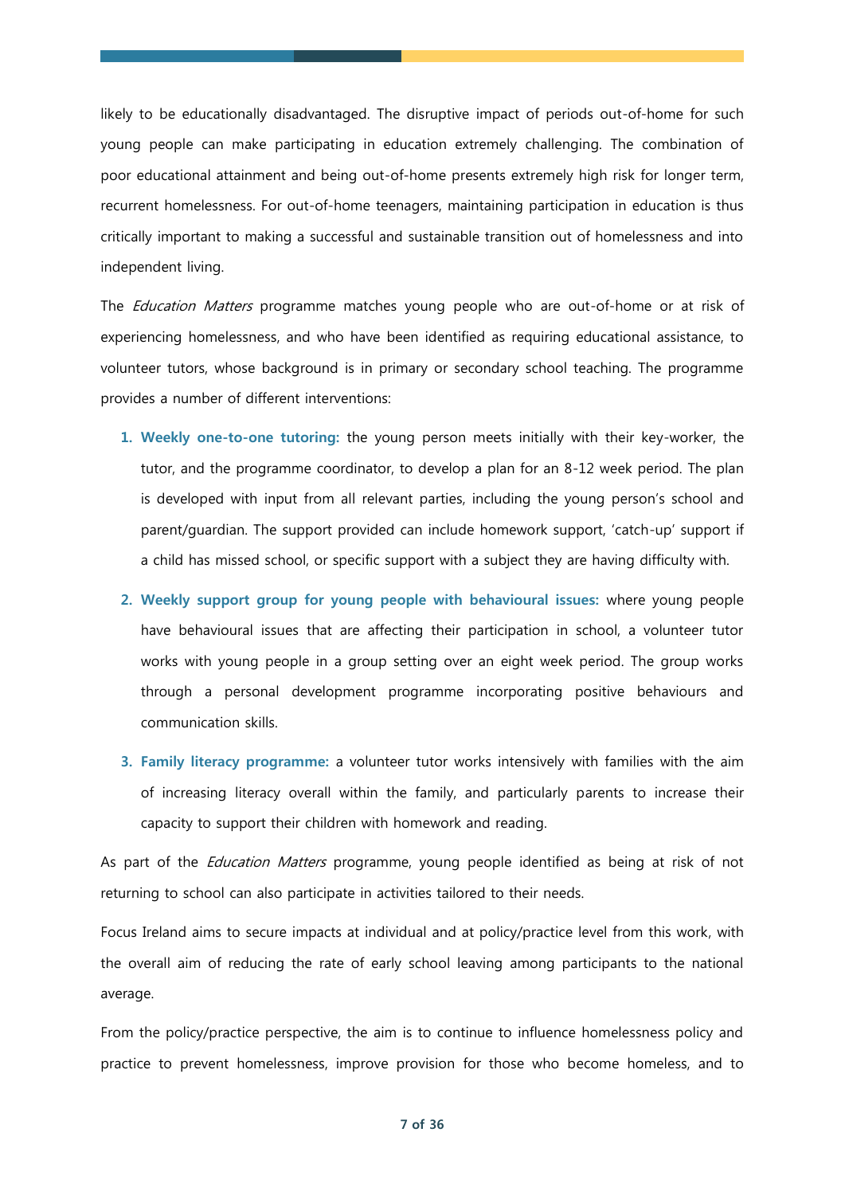likely to be educationally disadvantaged. The disruptive impact of periods out-of-home for such young people can make participating in education extremely challenging. The combination of poor educational attainment and being out-of-home presents extremely high risk for longer term, recurrent homelessness. For out-of-home teenagers, maintaining participation in education is thus critically important to making a successful and sustainable transition out of homelessness and into independent living.

The *Education Matters* programme matches young people who are out-of-home or at risk of experiencing homelessness, and who have been identified as requiring educational assistance, to volunteer tutors, whose background is in primary or secondary school teaching. The programme provides a number of different interventions:

1. **Weekly one-to-one tutoring:** the young person meets initially with their key-worker, the tutor, and the programme coordinator, to develop a plan for an 8-12 week period. The plan is developed with input from all relevant parties, including the young person's school and parent/guardian. The support provided can include homework support, 'catch-up' support if a child has missed school, or specific support with a subject they are having difficulty with.
2. **Weekly support group for young people with behavioural issues:** where young people have behavioural issues that are affecting their participation in school, a volunteer tutor works with young people in a group setting over an eight week period. The group works through a personal development programme incorporating positive behaviours and communication skills.
3. **Family literacy programme:** a volunteer tutor works intensively with families with the aim of increasing literacy overall within the family, and particularly parents to increase their capacity to support their children with homework and reading.

As part of the *Education Matters* programme, young people identified as being at risk of not returning to school can also participate in activities tailored to their needs.

Focus Ireland aims to secure impacts at individual and at policy/practice level from this work, with the overall aim of reducing the rate of early school leaving among participants to the national average.

From the policy/practice perspective, the aim is to continue to influence homelessness policy and practice to prevent homelessness, improve provision for those who become homeless, and to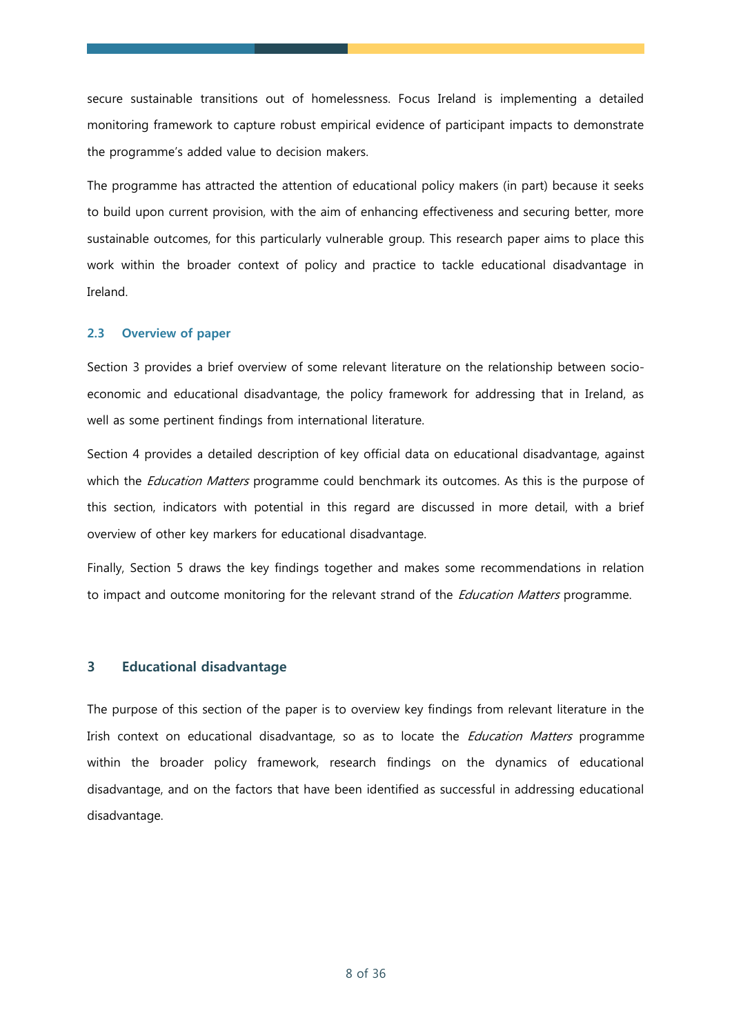secure sustainable transitions out of homelessness. Focus Ireland is implementing a detailed monitoring framework to capture robust empirical evidence of participant impacts to demonstrate the programme's added value to decision makers.

The programme has attracted the attention of educational policy makers (in part) because it seeks to build upon current provision, with the aim of enhancing effectiveness and securing better, more sustainable outcomes, for this particularly vulnerable group. This research paper aims to place this work within the broader context of policy and practice to tackle educational disadvantage in Ireland.

### 2.3 Overview of paper

Section 3 provides a brief overview of some relevant literature on the relationship between socio-economic and educational disadvantage, the policy framework for addressing that in Ireland, as well as some pertinent findings from international literature.

Section 4 provides a detailed description of key official data on educational disadvantage, against which the *Education Matters* programme could benchmark its outcomes. As this is the purpose of this section, indicators with potential in this regard are discussed in more detail, with a brief overview of other key markers for educational disadvantage.

Finally, Section 5 draws the key findings together and makes some recommendations in relation to impact and outcome monitoring for the relevant strand of the *Education Matters* programme.

## 3 Educational disadvantage

The purpose of this section of the paper is to overview key findings from relevant literature in the Irish context on educational disadvantage, so as to locate the *Education Matters* programme within the broader policy framework, research findings on the dynamics of educational disadvantage, and on the factors that have been identified as successful in addressing educational disadvantage.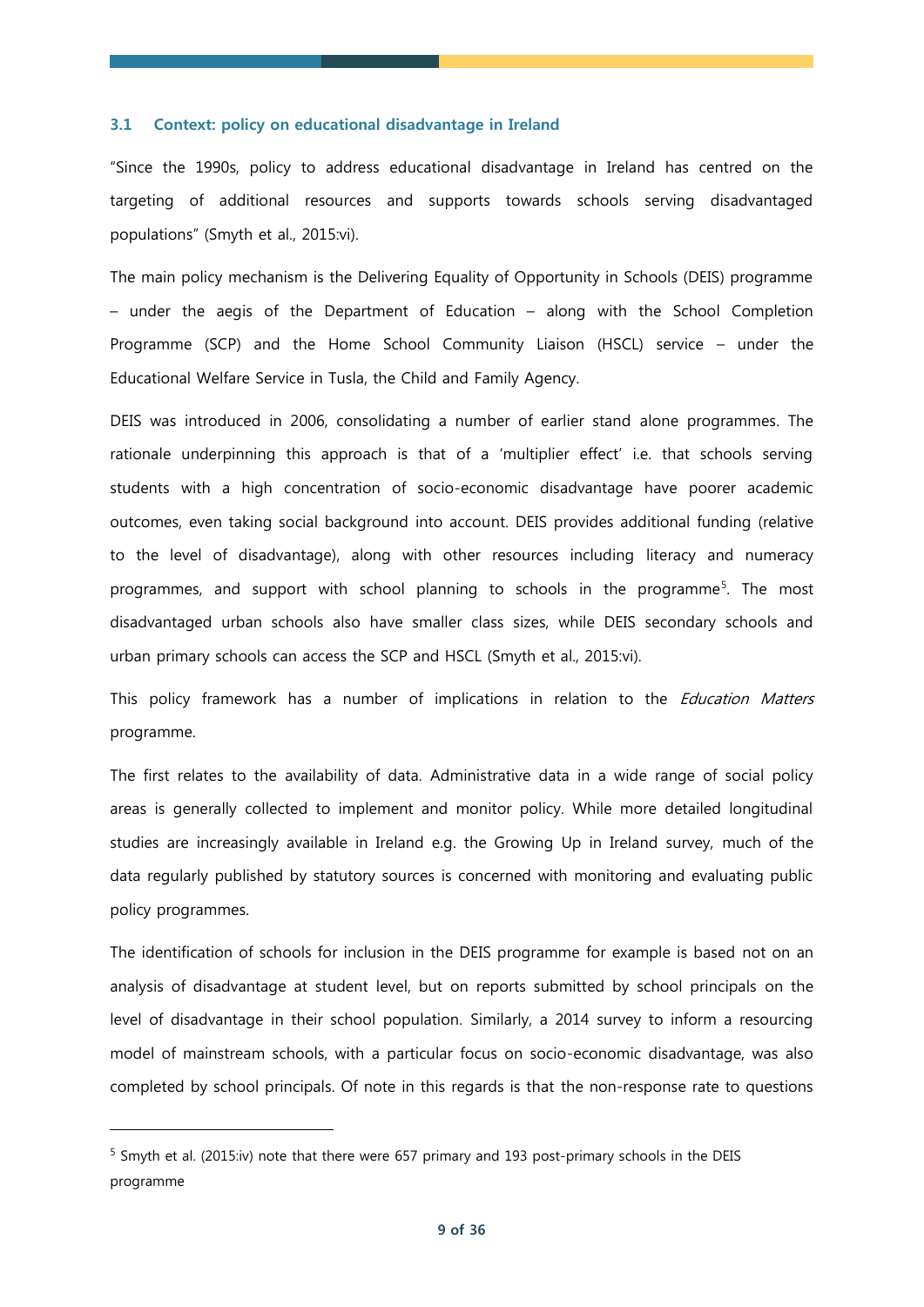### 3.1 Context: policy on educational disadvantage in Ireland

"Since the 1990s, policy to address educational disadvantage in Ireland has centred on the targeting of additional resources and supports towards schools serving disadvantaged populations" (Smyth et al., 2015:vi).

The main policy mechanism is the Delivering Equality of Opportunity in Schools (DEIS) programme – under the aegis of the Department of Education – along with the School Completion Programme (SCP) and the Home School Community Liaison (HSCL) service – under the Educational Welfare Service in Tusla, the Child and Family Agency.

DEIS was introduced in 2006, consolidating a number of earlier stand alone programmes. The rationale underpinning this approach is that of a 'multiplier effect' i.e. that schools serving students with a high concentration of socio-economic disadvantage have poorer academic outcomes, even taking social background into account. DEIS provides additional funding (relative to the level of disadvantage), along with other resources including literacy and numeracy programmes, and support with school planning to schools in the programme[5]. The most disadvantaged urban schools also have smaller class sizes, while DEIS secondary schools and urban primary schools can access the SCP and HSCL (Smyth et al., 2015:vi).

This policy framework has a number of implications in relation to the *Education Matters* programme.

The first relates to the availability of data. Administrative data in a wide range of social policy areas is generally collected to implement and monitor policy. While more detailed longitudinal studies are increasingly available in Ireland e.g. the Growing Up in Ireland survey, much of the data regularly published by statutory sources is concerned with monitoring and evaluating public policy programmes.

The identification of schools for inclusion in the DEIS programme for example is based not on an analysis of disadvantage at student level, but on reports submitted by school principals on the level of disadvantage in their school population. Similarly, a 2014 survey to inform a resourcing model of mainstream schools, with a particular focus on socio-economic disadvantage, was also completed by school principals. Of note in this regards is that the non-response rate to questions

---

[5] Smyth et al. (2015:iv) note that there were 657 primary and 193 post-primary schools in the DEIS programme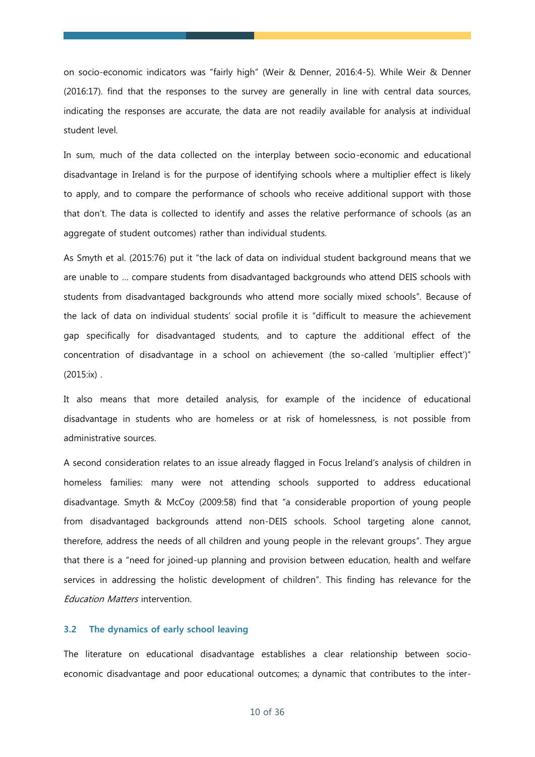on socio-economic indicators was "fairly high" (Weir & Denner, 2016:4-5). While Weir & Denner (2016:17). find that the responses to the survey are generally in line with central data sources, indicating the responses are accurate, the data are not readily available for analysis at individual student level.

In sum, much of the data collected on the interplay between socio-economic and educational disadvantage in Ireland is for the purpose of identifying schools where a multiplier effect is likely to apply, and to compare the performance of schools who receive additional support with those that don't. The data is collected to identify and asses the relative performance of schools (as an aggregate of student outcomes) rather than individual students.

As Smyth et al. (2015:76) put it "the lack of data on individual student background means that we are unable to … compare students from disadvantaged backgrounds who attend DEIS schools with students from disadvantaged backgrounds who attend more socially mixed schools". Because of the lack of data on individual students' social profile it is "difficult to measure the achievement gap specifically for disadvantaged students, and to capture the additional effect of the concentration of disadvantage in a school on achievement (the so-called 'multiplier effect')" (2015:ix) .

It also means that more detailed analysis, for example of the incidence of educational disadvantage in students who are homeless or at risk of homelessness, is not possible from administrative sources.

A second consideration relates to an issue already flagged in Focus Ireland's analysis of children in homeless families: many were not attending schools supported to address educational disadvantage. Smyth & McCoy (2009:58) find that "a considerable proportion of young people from disadvantaged backgrounds attend non-DEIS schools. School targeting alone cannot, therefore, address the needs of all children and young people in the relevant groups". They argue that there is a "need for joined-up planning and provision between education, health and welfare services in addressing the holistic development of children". This finding has relevance for the *Education Matters* intervention.

### 3.2 The dynamics of early school leaving

The literature on educational disadvantage establishes a clear relationship between socio-economic disadvantage and poor educational outcomes; a dynamic that contributes to the inter-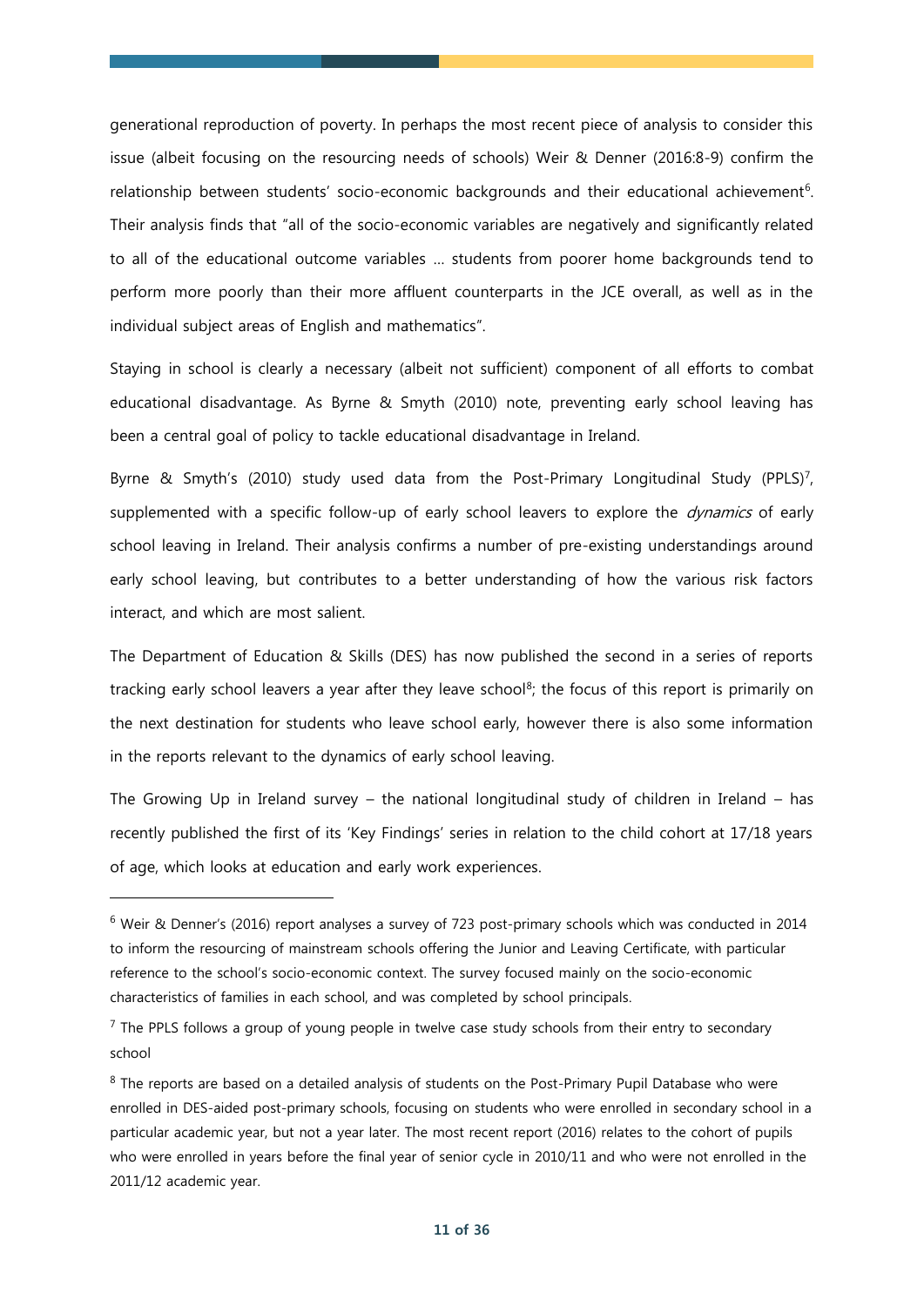generational reproduction of poverty. In perhaps the most recent piece of analysis to consider this issue (albeit focusing on the resourcing needs of schools) Weir & Denner (2016:8-9) confirm the relationship between students' socio-economic backgrounds and their educational achievement[6]. Their analysis finds that "all of the socio-economic variables are negatively and significantly related to all of the educational outcome variables … students from poorer home backgrounds tend to perform more poorly than their more affluent counterparts in the JCE overall, as well as in the individual subject areas of English and mathematics".

Staying in school is clearly a necessary (albeit not sufficient) component of all efforts to combat educational disadvantage. As Byrne & Smyth (2010) note, preventing early school leaving has been a central goal of policy to tackle educational disadvantage in Ireland.

Byrne & Smyth's (2010) study used data from the Post-Primary Longitudinal Study (PPLS)[7], supplemented with a specific follow-up of early school leavers to explore the *dynamics* of early school leaving in Ireland. Their analysis confirms a number of pre-existing understandings around early school leaving, but contributes to a better understanding of how the various risk factors interact, and which are most salient.

The Department of Education & Skills (DES) has now published the second in a series of reports tracking early school leavers a year after they leave school[8]; the focus of this report is primarily on the next destination for students who leave school early, however there is also some information in the reports relevant to the dynamics of early school leaving.

The Growing Up in Ireland survey – the national longitudinal study of children in Ireland – has recently published the first of its 'Key Findings' series in relation to the child cohort at 17/18 years of age, which looks at education and early work experiences.

---

[6] Weir & Denner's (2016) report analyses a survey of 723 post-primary schools which was conducted in 2014 to inform the resourcing of mainstream schools offering the Junior and Leaving Certificate, with particular reference to the school's socio-economic context. The survey focused mainly on the socio-economic characteristics of families in each school, and was completed by school principals.

[7] The PPLS follows a group of young people in twelve case study schools from their entry to secondary school

[8] The reports are based on a detailed analysis of students on the Post-Primary Pupil Database who were enrolled in DES-aided post-primary schools, focusing on students who were enrolled in secondary school in a particular academic year, but not a year later. The most recent report (2016) relates to the cohort of pupils who were enrolled in years before the final year of senior cycle in 2010/11 and who were not enrolled in the 2011/12 academic year.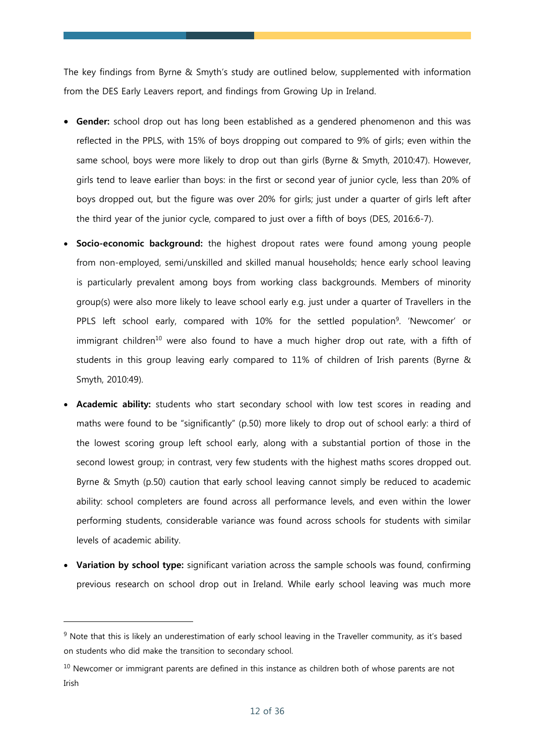The key findings from Byrne & Smyth's study are outlined below, supplemented with information from the DES Early Leavers report, and findings from Growing Up in Ireland.

- **Gender:** school drop out has long been established as a gendered phenomenon and this was reflected in the PPLS, with 15% of boys dropping out compared to 9% of girls; even within the same school, boys were more likely to drop out than girls (Byrne & Smyth, 2010:47). However, girls tend to leave earlier than boys: in the first or second year of junior cycle, less than 20% of boys dropped out, but the figure was over 20% for girls; just under a quarter of girls left after the third year of the junior cycle, compared to just over a fifth of boys (DES, 2016:6-7).
- **Socio-economic background:** the highest dropout rates were found among young people from non-employed, semi/unskilled and skilled manual households; hence early school leaving is particularly prevalent among boys from working class backgrounds. Members of minority group(s) were also more likely to leave school early e.g. just under a quarter of Travellers in the PPLS left school early, compared with 10% for the settled population[9]. 'Newcomer' or immigrant children[10] were also found to have a much higher drop out rate, with a fifth of students in this group leaving early compared to 11% of children of Irish parents (Byrne & Smyth, 2010:49).
- **Academic ability:** students who start secondary school with low test scores in reading and maths were found to be "significantly" (p.50) more likely to drop out of school early: a third of the lowest scoring group left school early, along with a substantial portion of those in the second lowest group; in contrast, very few students with the highest maths scores dropped out. Byrne & Smyth (p.50) caution that early school leaving cannot simply be reduced to academic ability: school completers are found across all performance levels, and even within the lower performing students, considerable variance was found across schools for students with similar levels of academic ability.
- **Variation by school type:** significant variation across the sample schools was found, confirming previous research on school drop out in Ireland. While early school leaving was much more

---

[9] Note that this is likely an underestimation of early school leaving in the Traveller community, as it's based on students who did make the transition to secondary school.

[10] Newcomer or immigrant parents are defined in this instance as children both of whose parents are not Irish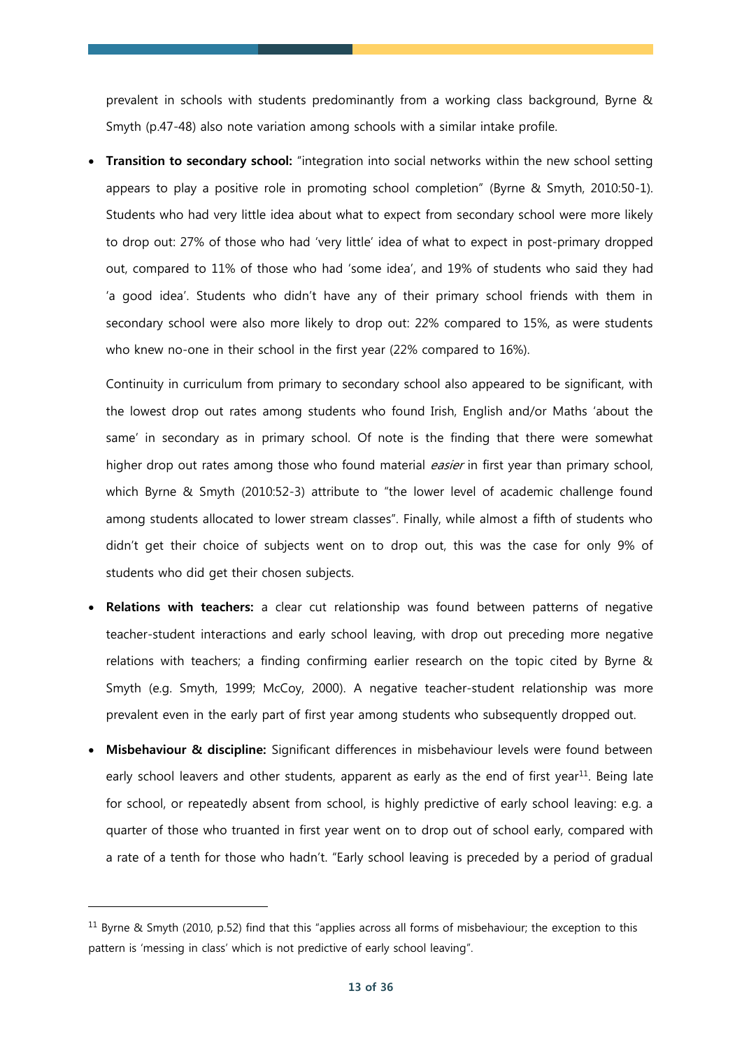prevalent in schools with students predominantly from a working class background, Byrne & Smyth (p.47-48) also note variation among schools with a similar intake profile.

- **Transition to secondary school:** "integration into social networks within the new school setting appears to play a positive role in promoting school completion" (Byrne & Smyth, 2010:50-1). Students who had very little idea about what to expect from secondary school were more likely to drop out: 27% of those who had 'very little' idea of what to expect in post-primary dropped out, compared to 11% of those who had 'some idea', and 19% of students who said they had 'a good idea'. Students who didn't have any of their primary school friends with them in secondary school were also more likely to drop out: 22% compared to 15%, as were students who knew no-one in their school in the first year (22% compared to 16%).

  Continuity in curriculum from primary to secondary school also appeared to be significant, with the lowest drop out rates among students who found Irish, English and/or Maths 'about the same' in secondary as in primary school. Of note is the finding that there were somewhat higher drop out rates among those who found material *easier* in first year than primary school, which Byrne & Smyth (2010:52-3) attribute to "the lower level of academic challenge found among students allocated to lower stream classes". Finally, while almost a fifth of students who didn't get their choice of subjects went on to drop out, this was the case for only 9% of students who did get their chosen subjects.

- **Relations with teachers:** a clear cut relationship was found between patterns of negative teacher-student interactions and early school leaving, with drop out preceding more negative relations with teachers; a finding confirming earlier research on the topic cited by Byrne & Smyth (e.g. Smyth, 1999; McCoy, 2000). A negative teacher-student relationship was more prevalent even in the early part of first year among students who subsequently dropped out.

- **Misbehaviour & discipline:** Significant differences in misbehaviour levels were found between early school leavers and other students, apparent as early as the end of first year[11]. Being late for school, or repeatedly absent from school, is highly predictive of early school leaving: e.g. a quarter of those who truanted in first year went on to drop out of school early, compared with a rate of a tenth for those who hadn't. "Early school leaving is preceded by a period of gradual

---

[11] Byrne & Smyth (2010, p.52) find that this "applies across all forms of misbehaviour; the exception to this pattern is 'messing in class' which is not predictive of early school leaving".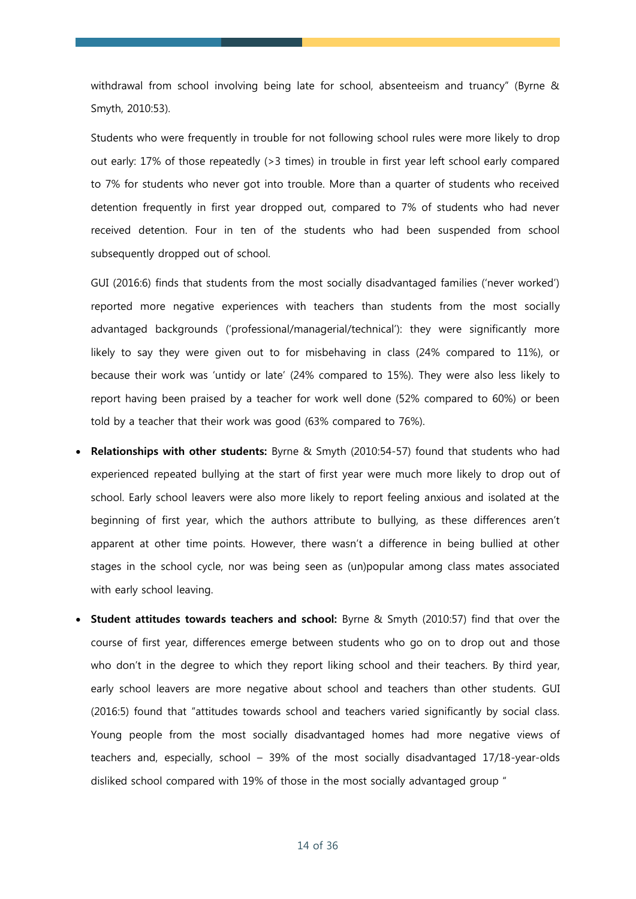withdrawal from school involving being late for school, absenteeism and truancy" (Byrne & Smyth, 2010:53).

Students who were frequently in trouble for not following school rules were more likely to drop out early: 17% of those repeatedly (>3 times) in trouble in first year left school early compared to 7% for students who never got into trouble. More than a quarter of students who received detention frequently in first year dropped out, compared to 7% of students who had never received detention. Four in ten of the students who had been suspended from school subsequently dropped out of school.

GUI (2016:6) finds that students from the most socially disadvantaged families ('never worked') reported more negative experiences with teachers than students from the most socially advantaged backgrounds ('professional/managerial/technical'): they were significantly more likely to say they were given out to for misbehaving in class (24% compared to 11%), or because their work was 'untidy or late' (24% compared to 15%). They were also less likely to report having been praised by a teacher for work well done (52% compared to 60%) or been told by a teacher that their work was good (63% compared to 76%).

- **Relationships with other students:** Byrne & Smyth (2010:54-57) found that students who had experienced repeated bullying at the start of first year were much more likely to drop out of school. Early school leavers were also more likely to report feeling anxious and isolated at the beginning of first year, which the authors attribute to bullying, as these differences aren't apparent at other time points. However, there wasn't a difference in being bullied at other stages in the school cycle, nor was being seen as (un)popular among class mates associated with early school leaving.
- **Student attitudes towards teachers and school:** Byrne & Smyth (2010:57) find that over the course of first year, differences emerge between students who go on to drop out and those who don't in the degree to which they report liking school and their teachers. By third year, early school leavers are more negative about school and teachers than other students. GUI (2016:5) found that "attitudes towards school and teachers varied significantly by social class. Young people from the most socially disadvantaged homes had more negative views of teachers and, especially, school – 39% of the most socially disadvantaged 17/18-year-olds disliked school compared with 19% of those in the most socially advantaged group "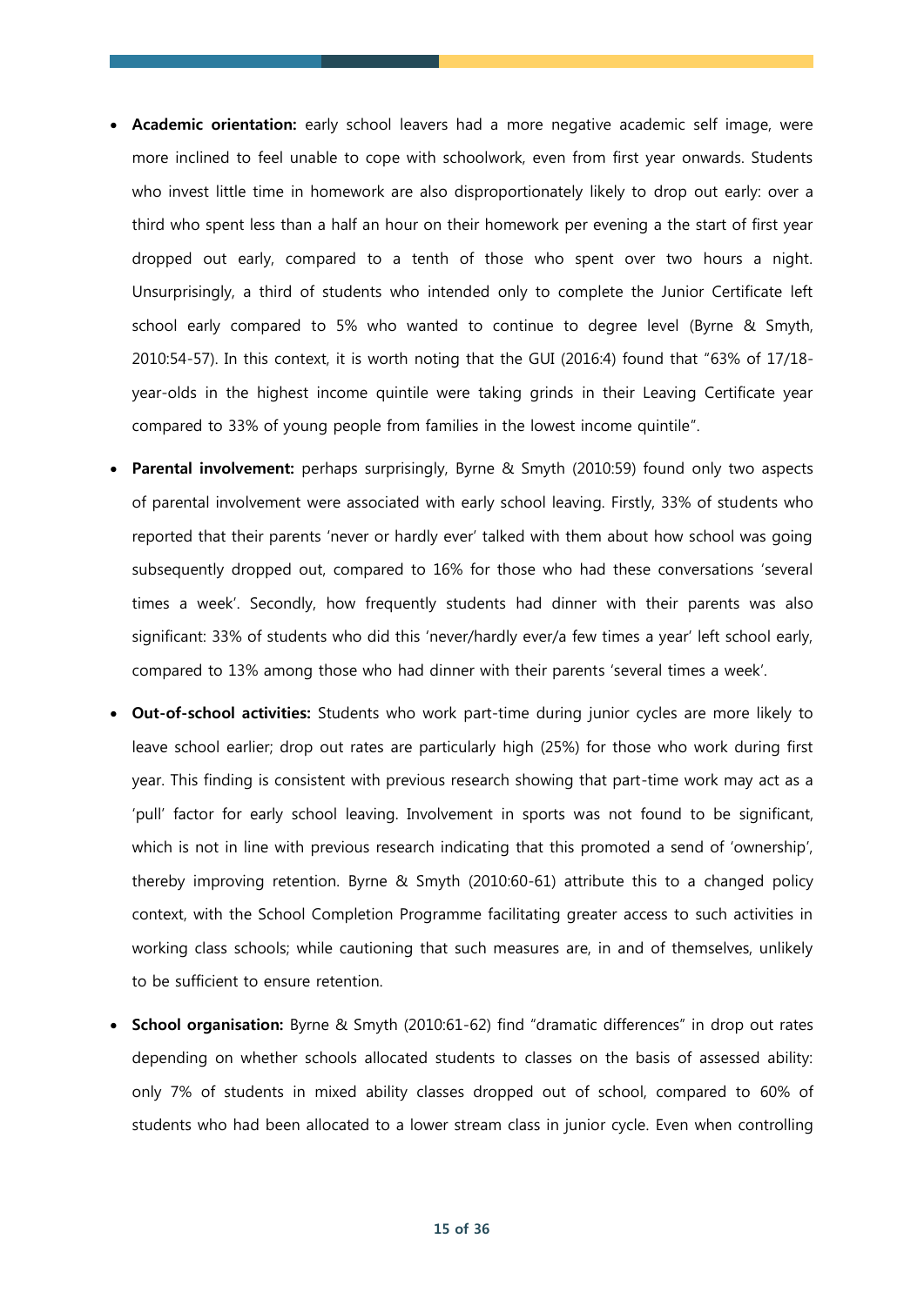- **Academic orientation:** early school leavers had a more negative academic self image, were more inclined to feel unable to cope with schoolwork, even from first year onwards. Students who invest little time in homework are also disproportionately likely to drop out early: over a third who spent less than a half an hour on their homework per evening a the start of first year dropped out early, compared to a tenth of those who spent over two hours a night. Unsurprisingly, a third of students who intended only to complete the Junior Certificate left school early compared to 5% who wanted to continue to degree level (Byrne & Smyth, 2010:54-57). In this context, it is worth noting that the GUI (2016:4) found that "63% of 17/18-year-olds in the highest income quintile were taking grinds in their Leaving Certificate year compared to 33% of young people from families in the lowest income quintile".

- **Parental involvement:** perhaps surprisingly, Byrne & Smyth (2010:59) found only two aspects of parental involvement were associated with early school leaving. Firstly, 33% of students who reported that their parents 'never or hardly ever' talked with them about how school was going subsequently dropped out, compared to 16% for those who had these conversations 'several times a week'. Secondly, how frequently students had dinner with their parents was also significant: 33% of students who did this 'never/hardly ever/a few times a year' left school early, compared to 13% among those who had dinner with their parents 'several times a week'.

- **Out-of-school activities:** Students who work part-time during junior cycles are more likely to leave school earlier; drop out rates are particularly high (25%) for those who work during first year. This finding is consistent with previous research showing that part-time work may act as a 'pull' factor for early school leaving. Involvement in sports was not found to be significant, which is not in line with previous research indicating that this promoted a send of 'ownership', thereby improving retention. Byrne & Smyth (2010:60-61) attribute this to a changed policy context, with the School Completion Programme facilitating greater access to such activities in working class schools; while cautioning that such measures are, in and of themselves, unlikely to be sufficient to ensure retention.

- **School organisation:** Byrne & Smyth (2010:61-62) find "dramatic differences" in drop out rates depending on whether schools allocated students to classes on the basis of assessed ability: only 7% of students in mixed ability classes dropped out of school, compared to 60% of students who had been allocated to a lower stream class in junior cycle. Even when controlling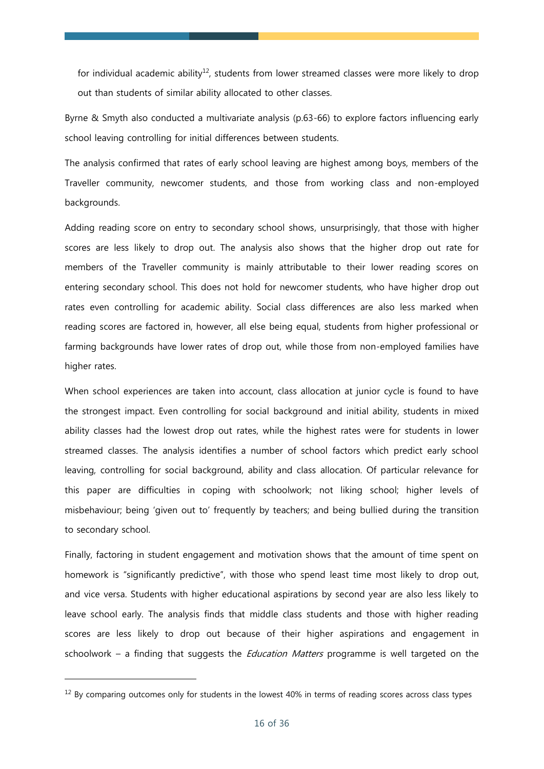for individual academic ability[12], students from lower streamed classes were more likely to drop out than students of similar ability allocated to other classes.

Byrne & Smyth also conducted a multivariate analysis (p.63-66) to explore factors influencing early school leaving controlling for initial differences between students.

The analysis confirmed that rates of early school leaving are highest among boys, members of the Traveller community, newcomer students, and those from working class and non-employed backgrounds.

Adding reading score on entry to secondary school shows, unsurprisingly, that those with higher scores are less likely to drop out. The analysis also shows that the higher drop out rate for members of the Traveller community is mainly attributable to their lower reading scores on entering secondary school. This does not hold for newcomer students, who have higher drop out rates even controlling for academic ability. Social class differences are also less marked when reading scores are factored in, however, all else being equal, students from higher professional or farming backgrounds have lower rates of drop out, while those from non-employed families have higher rates.

When school experiences are taken into account, class allocation at junior cycle is found to have the strongest impact. Even controlling for social background and initial ability, students in mixed ability classes had the lowest drop out rates, while the highest rates were for students in lower streamed classes. The analysis identifies a number of school factors which predict early school leaving, controlling for social background, ability and class allocation. Of particular relevance for this paper are difficulties in coping with schoolwork; not liking school; higher levels of misbehaviour; being 'given out to' frequently by teachers; and being bullied during the transition to secondary school.

Finally, factoring in student engagement and motivation shows that the amount of time spent on homework is "significantly predictive", with those who spend least time most likely to drop out, and vice versa. Students with higher educational aspirations by second year are also less likely to leave school early. The analysis finds that middle class students and those with higher reading scores are less likely to drop out because of their higher aspirations and engagement in schoolwork – a finding that suggests the *Education Matters* programme is well targeted on the

[12] By comparing outcomes only for students in the lowest 40% in terms of reading scores across class types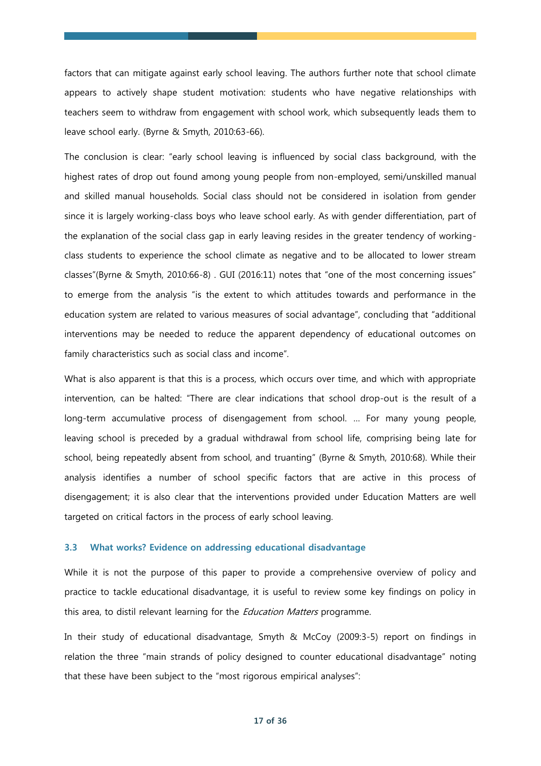factors that can mitigate against early school leaving. The authors further note that school climate appears to actively shape student motivation: students who have negative relationships with teachers seem to withdraw from engagement with school work, which subsequently leads them to leave school early. (Byrne & Smyth, 2010:63-66).

The conclusion is clear: "early school leaving is influenced by social class background, with the highest rates of drop out found among young people from non-employed, semi/unskilled manual and skilled manual households. Social class should not be considered in isolation from gender since it is largely working-class boys who leave school early. As with gender differentiation, part of the explanation of the social class gap in early leaving resides in the greater tendency of working-class students to experience the school climate as negative and to be allocated to lower stream classes"(Byrne & Smyth, 2010:66-8) . GUI (2016:11) notes that "one of the most concerning issues" to emerge from the analysis "is the extent to which attitudes towards and performance in the education system are related to various measures of social advantage", concluding that "additional interventions may be needed to reduce the apparent dependency of educational outcomes on family characteristics such as social class and income".

What is also apparent is that this is a process, which occurs over time, and which with appropriate intervention, can be halted: "There are clear indications that school drop-out is the result of a long-term accumulative process of disengagement from school. … For many young people, leaving school is preceded by a gradual withdrawal from school life, comprising being late for school, being repeatedly absent from school, and truanting" (Byrne & Smyth, 2010:68). While their analysis identifies a number of school specific factors that are active in this process of disengagement; it is also clear that the interventions provided under Education Matters are well targeted on critical factors in the process of early school leaving.

### 3.3 What works? Evidence on addressing educational disadvantage

While it is not the purpose of this paper to provide a comprehensive overview of policy and practice to tackle educational disadvantage, it is useful to review some key findings on policy in this area, to distil relevant learning for the *Education Matters* programme.

In their study of educational disadvantage, Smyth & McCoy (2009:3-5) report on findings in relation the three "main strands of policy designed to counter educational disadvantage" noting that these have been subject to the "most rigorous empirical analyses":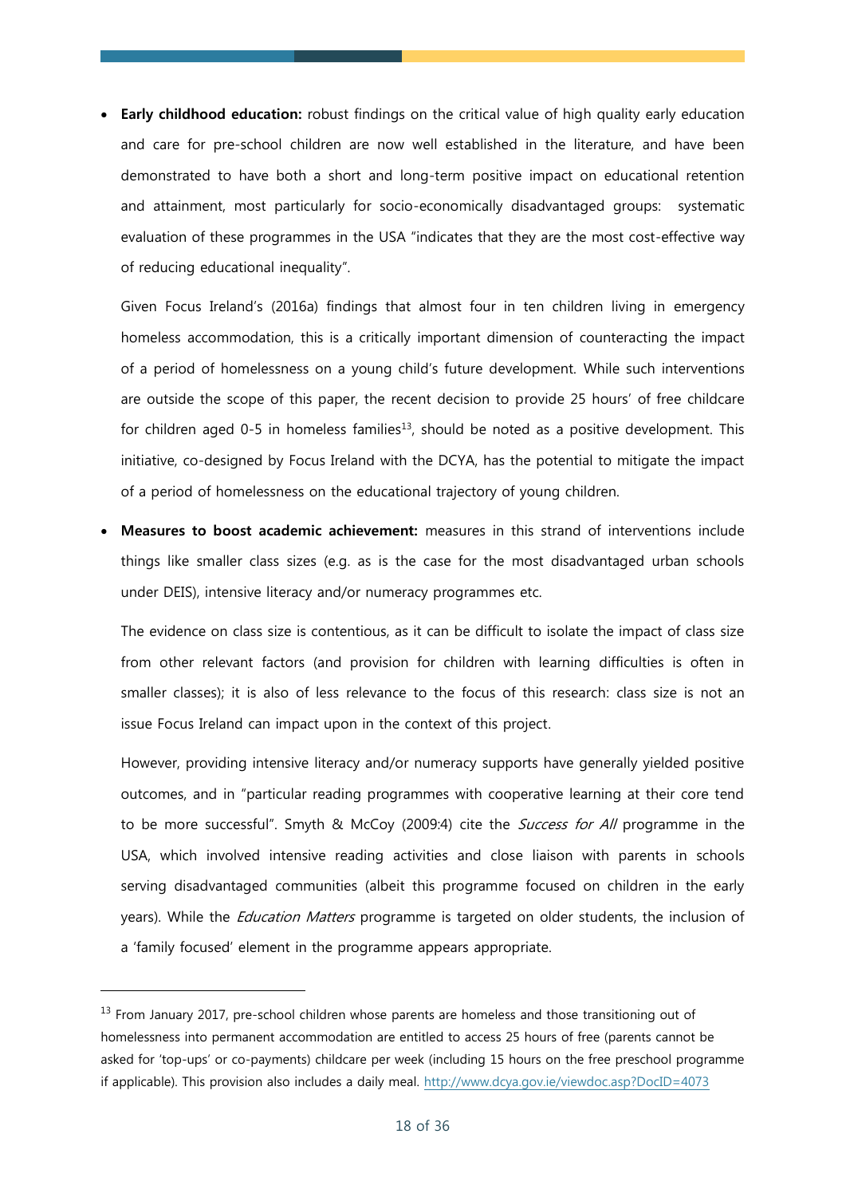- **Early childhood education:** robust findings on the critical value of high quality early education and care for pre-school children are now well established in the literature, and have been demonstrated to have both a short and long-term positive impact on educational retention and attainment, most particularly for socio-economically disadvantaged groups: systematic evaluation of these programmes in the USA "indicates that they are the most cost-effective way of reducing educational inequality".

  Given Focus Ireland's (2016a) findings that almost four in ten children living in emergency homeless accommodation, this is a critically important dimension of counteracting the impact of a period of homelessness on a young child's future development. While such interventions are outside the scope of this paper, the recent decision to provide 25 hours' of free childcare for children aged 0-5 in homeless families[13], should be noted as a positive development. This initiative, co-designed by Focus Ireland with the DCYA, has the potential to mitigate the impact of a period of homelessness on the educational trajectory of young children.

- **Measures to boost academic achievement:** measures in this strand of interventions include things like smaller class sizes (e.g. as is the case for the most disadvantaged urban schools under DEIS), intensive literacy and/or numeracy programmes etc.

  The evidence on class size is contentious, as it can be difficult to isolate the impact of class size from other relevant factors (and provision for children with learning difficulties is often in smaller classes); it is also of less relevance to the focus of this research: class size is not an issue Focus Ireland can impact upon in the context of this project.

  However, providing intensive literacy and/or numeracy supports have generally yielded positive outcomes, and in "particular reading programmes with cooperative learning at their core tend to be more successful". Smyth & McCoy (2009:4) cite the *Success for All* programme in the USA, which involved intensive reading activities and close liaison with parents in schools serving disadvantaged communities (albeit this programme focused on children in the early years). While the *Education Matters* programme is targeted on older students, the inclusion of a 'family focused' element in the programme appears appropriate.

---

[13] From January 2017, pre-school children whose parents are homeless and those transitioning out of homelessness into permanent accommodation are entitled to access 25 hours of free (parents cannot be asked for 'top-ups' or co-payments) childcare per week (including 15 hours on the free preschool programme if applicable). This provision also includes a daily meal. http://www.dcya.gov.ie/viewdoc.asp?DocID=4073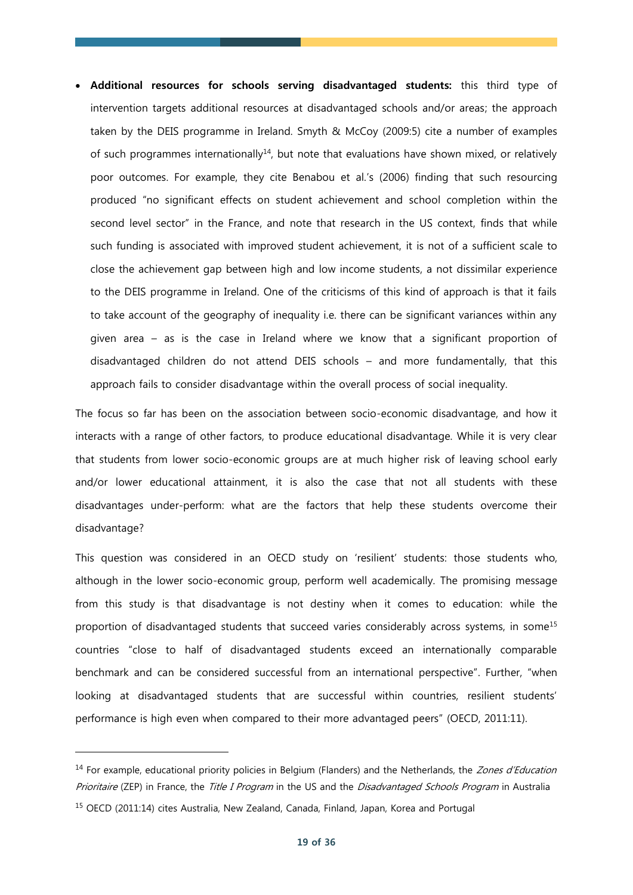- **Additional resources for schools serving disadvantaged students:** this third type of intervention targets additional resources at disadvantaged schools and/or areas; the approach taken by the DEIS programme in Ireland. Smyth & McCoy (2009:5) cite a number of examples of such programmes internationally[14], but note that evaluations have shown mixed, or relatively poor outcomes. For example, they cite Benabou et al.'s (2006) finding that such resourcing produced "no significant effects on student achievement and school completion within the second level sector" in the France, and note that research in the US context, finds that while such funding is associated with improved student achievement, it is not of a sufficient scale to close the achievement gap between high and low income students, a not dissimilar experience to the DEIS programme in Ireland. One of the criticisms of this kind of approach is that it fails to take account of the geography of inequality i.e. there can be significant variances within any given area – as is the case in Ireland where we know that a significant proportion of disadvantaged children do not attend DEIS schools – and more fundamentally, that this approach fails to consider disadvantage within the overall process of social inequality.

The focus so far has been on the association between socio-economic disadvantage, and how it interacts with a range of other factors, to produce educational disadvantage. While it is very clear that students from lower socio-economic groups are at much higher risk of leaving school early and/or lower educational attainment, it is also the case that not all students with these disadvantages under-perform: what are the factors that help these students overcome their disadvantage?

This question was considered in an OECD study on 'resilient' students: those students who, although in the lower socio-economic group, perform well academically. The promising message from this study is that disadvantage is not destiny when it comes to education: while the proportion of disadvantaged students that succeed varies considerably across systems, in some[15] countries "close to half of disadvantaged students exceed an internationally comparable benchmark and can be considered successful from an international perspective". Further, "when looking at disadvantaged students that are successful within countries, resilient students' performance is high even when compared to their more advantaged peers" (OECD, 2011:11).

---

[14] For example, educational priority policies in Belgium (Flanders) and the Netherlands, the *Zones d'Education Prioritaire* (ZEP) in France, the *Title I Program* in the US and the *Disadvantaged Schools Program* in Australia

[15] OECD (2011:14) cites Australia, New Zealand, Canada, Finland, Japan, Korea and Portugal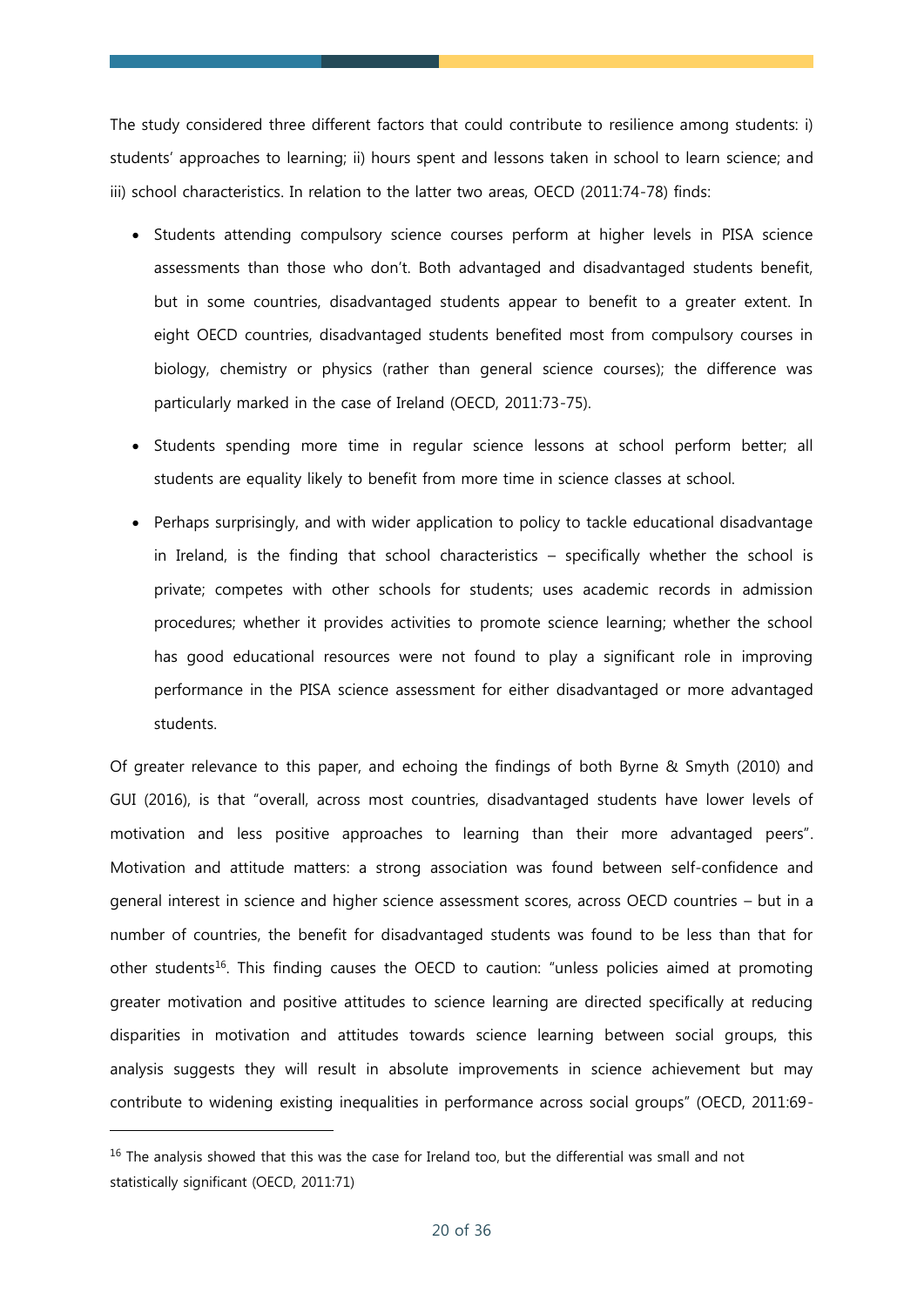The study considered three different factors that could contribute to resilience among students: i) students' approaches to learning; ii) hours spent and lessons taken in school to learn science; and iii) school characteristics. In relation to the latter two areas, OECD (2011:74-78) finds:

- Students attending compulsory science courses perform at higher levels in PISA science assessments than those who don't. Both advantaged and disadvantaged students benefit, but in some countries, disadvantaged students appear to benefit to a greater extent. In eight OECD countries, disadvantaged students benefited most from compulsory courses in biology, chemistry or physics (rather than general science courses); the difference was particularly marked in the case of Ireland (OECD, 2011:73-75).
- Students spending more time in regular science lessons at school perform better; all students are equality likely to benefit from more time in science classes at school.
- Perhaps surprisingly, and with wider application to policy to tackle educational disadvantage in Ireland, is the finding that school characteristics – specifically whether the school is private; competes with other schools for students; uses academic records in admission procedures; whether it provides activities to promote science learning; whether the school has good educational resources were not found to play a significant role in improving performance in the PISA science assessment for either disadvantaged or more advantaged students.

Of greater relevance to this paper, and echoing the findings of both Byrne & Smyth (2010) and GUI (2016), is that "overall, across most countries, disadvantaged students have lower levels of motivation and less positive approaches to learning than their more advantaged peers". Motivation and attitude matters: a strong association was found between self-confidence and general interest in science and higher science assessment scores, across OECD countries – but in a number of countries, the benefit for disadvantaged students was found to be less than that for other students[16]. This finding causes the OECD to caution: "unless policies aimed at promoting greater motivation and positive attitudes to science learning are directed specifically at reducing disparities in motivation and attitudes towards science learning between social groups, this analysis suggests they will result in absolute improvements in science achievement but may contribute to widening existing inequalities in performance across social groups" (OECD, 2011:69-

[16] The analysis showed that this was the case for Ireland too, but the differential was small and not statistically significant (OECD, 2011:71)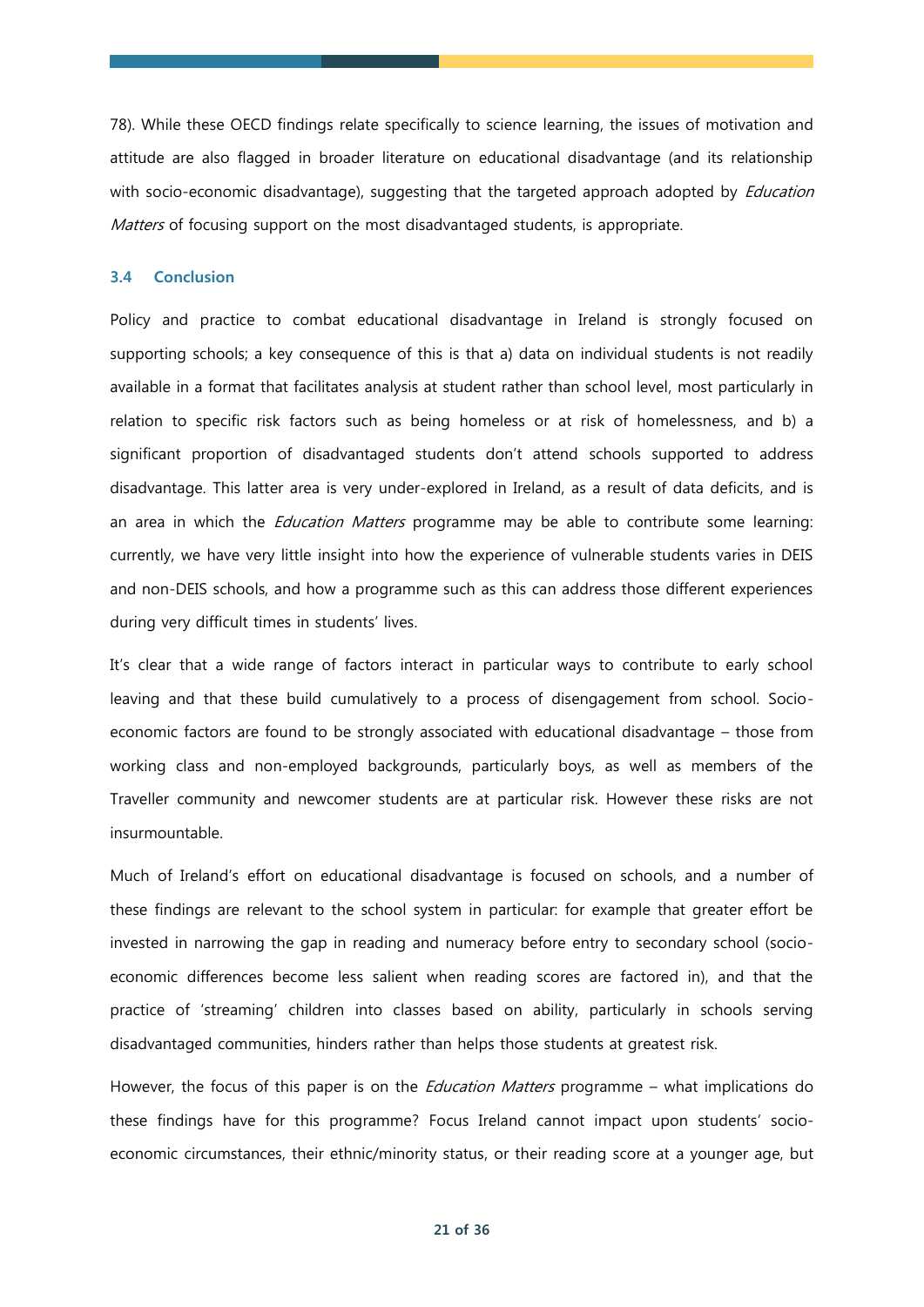78). While these OECD findings relate specifically to science learning, the issues of motivation and attitude are also flagged in broader literature on educational disadvantage (and its relationship with socio-economic disadvantage), suggesting that the targeted approach adopted by *Education Matters* of focusing support on the most disadvantaged students, is appropriate.

### 3.4 Conclusion

Policy and practice to combat educational disadvantage in Ireland is strongly focused on supporting schools; a key consequence of this is that a) data on individual students is not readily available in a format that facilitates analysis at student rather than school level, most particularly in relation to specific risk factors such as being homeless or at risk of homelessness, and b) a significant proportion of disadvantaged students don't attend schools supported to address disadvantage. This latter area is very under-explored in Ireland, as a result of data deficits, and is an area in which the *Education Matters* programme may be able to contribute some learning: currently, we have very little insight into how the experience of vulnerable students varies in DEIS and non-DEIS schools, and how a programme such as this can address those different experiences during very difficult times in students' lives.

It's clear that a wide range of factors interact in particular ways to contribute to early school leaving and that these build cumulatively to a process of disengagement from school. Socio-economic factors are found to be strongly associated with educational disadvantage – those from working class and non-employed backgrounds, particularly boys, as well as members of the Traveller community and newcomer students are at particular risk. However these risks are not insurmountable.

Much of Ireland's effort on educational disadvantage is focused on schools, and a number of these findings are relevant to the school system in particular: for example that greater effort be invested in narrowing the gap in reading and numeracy before entry to secondary school (socio-economic differences become less salient when reading scores are factored in), and that the practice of 'streaming' children into classes based on ability, particularly in schools serving disadvantaged communities, hinders rather than helps those students at greatest risk.

However, the focus of this paper is on the *Education Matters* programme – what implications do these findings have for this programme? Focus Ireland cannot impact upon students' socio-economic circumstances, their ethnic/minority status, or their reading score at a younger age, but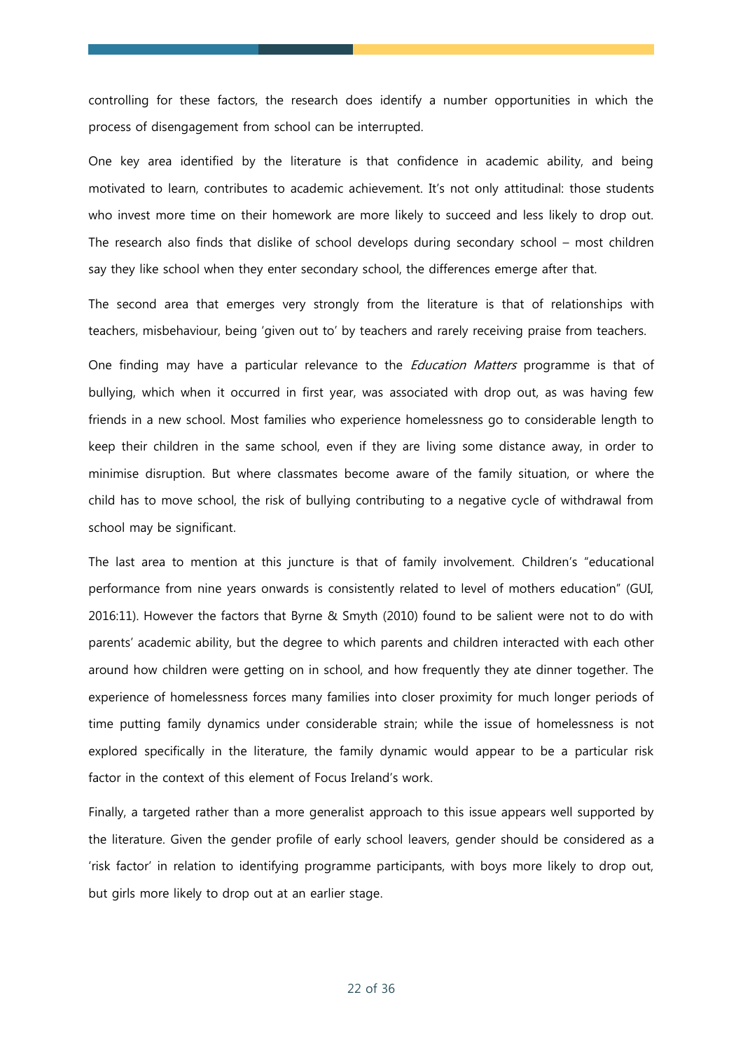controlling for these factors, the research does identify a number opportunities in which the process of disengagement from school can be interrupted.

One key area identified by the literature is that confidence in academic ability, and being motivated to learn, contributes to academic achievement. It's not only attitudinal: those students who invest more time on their homework are more likely to succeed and less likely to drop out. The research also finds that dislike of school develops during secondary school – most children say they like school when they enter secondary school, the differences emerge after that.

The second area that emerges very strongly from the literature is that of relationships with teachers, misbehaviour, being 'given out to' by teachers and rarely receiving praise from teachers.

One finding may have a particular relevance to the *Education Matters* programme is that of bullying, which when it occurred in first year, was associated with drop out, as was having few friends in a new school. Most families who experience homelessness go to considerable length to keep their children in the same school, even if they are living some distance away, in order to minimise disruption. But where classmates become aware of the family situation, or where the child has to move school, the risk of bullying contributing to a negative cycle of withdrawal from school may be significant.

The last area to mention at this juncture is that of family involvement. Children's "educational performance from nine years onwards is consistently related to level of mothers education" (GUI, 2016:11). However the factors that Byrne & Smyth (2010) found to be salient were not to do with parents' academic ability, but the degree to which parents and children interacted with each other around how children were getting on in school, and how frequently they ate dinner together. The experience of homelessness forces many families into closer proximity for much longer periods of time putting family dynamics under considerable strain; while the issue of homelessness is not explored specifically in the literature, the family dynamic would appear to be a particular risk factor in the context of this element of Focus Ireland's work.

Finally, a targeted rather than a more generalist approach to this issue appears well supported by the literature. Given the gender profile of early school leavers, gender should be considered as a 'risk factor' in relation to identifying programme participants, with boys more likely to drop out, but girls more likely to drop out at an earlier stage.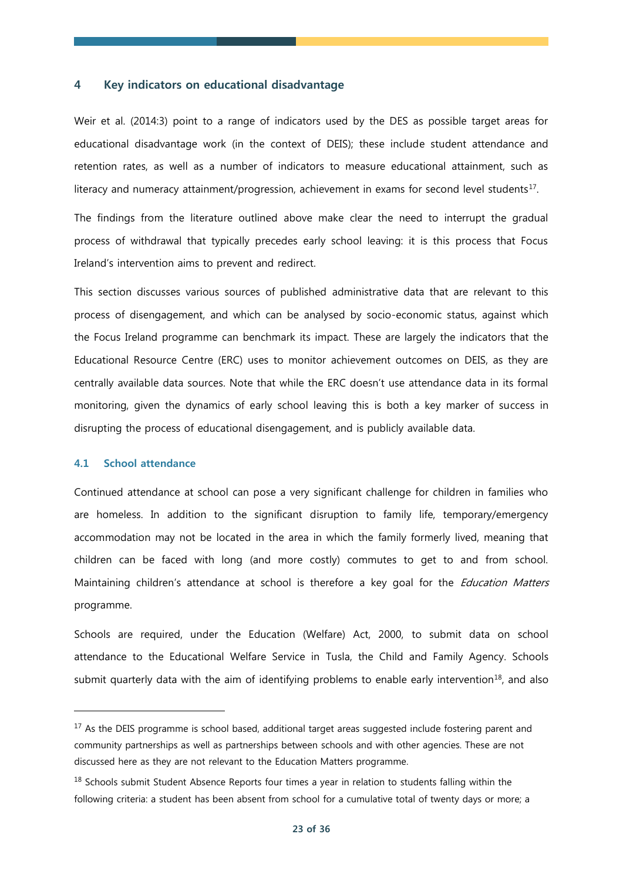# 4 Key indicators on educational disadvantage

Weir et al. (2014:3) point to a range of indicators used by the DES as possible target areas for educational disadvantage work (in the context of DEIS); these include student attendance and retention rates, as well as a number of indicators to measure educational attainment, such as literacy and numeracy attainment/progression, achievement in exams for second level students[17].

The findings from the literature outlined above make clear the need to interrupt the gradual process of withdrawal that typically precedes early school leaving: it is this process that Focus Ireland's intervention aims to prevent and redirect.

This section discusses various sources of published administrative data that are relevant to this process of disengagement, and which can be analysed by socio-economic status, against which the Focus Ireland programme can benchmark its impact. These are largely the indicators that the Educational Resource Centre (ERC) uses to monitor achievement outcomes on DEIS, as they are centrally available data sources. Note that while the ERC doesn't use attendance data in its formal monitoring, given the dynamics of early school leaving this is both a key marker of success in disrupting the process of educational disengagement, and is publicly available data.

## 4.1 School attendance

Continued attendance at school can pose a very significant challenge for children in families who are homeless. In addition to the significant disruption to family life, temporary/emergency accommodation may not be located in the area in which the family formerly lived, meaning that children can be faced with long (and more costly) commutes to get to and from school. Maintaining children's attendance at school is therefore a key goal for the *Education Matters* programme.

Schools are required, under the Education (Welfare) Act, 2000, to submit data on school attendance to the Educational Welfare Service in Tusla, the Child and Family Agency. Schools submit quarterly data with the aim of identifying problems to enable early intervention[18], and also

---

[17] As the DEIS programme is school based, additional target areas suggested include fostering parent and community partnerships as well as partnerships between schools and with other agencies. These are not discussed here as they are not relevant to the Education Matters programme.

[18] Schools submit Student Absence Reports four times a year in relation to students falling within the following criteria: a student has been absent from school for a cumulative total of twenty days or more; a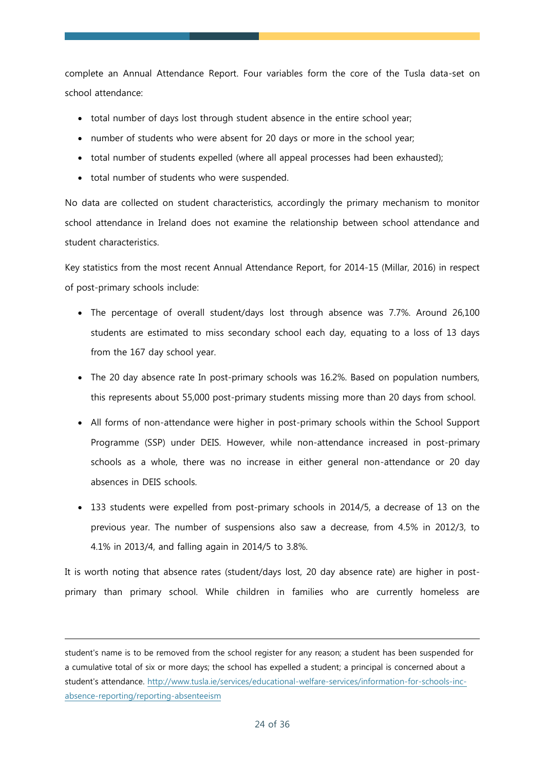complete an Annual Attendance Report. Four variables form the core of the Tusla data-set on school attendance:

- total number of days lost through student absence in the entire school year;
- number of students who were absent for 20 days or more in the school year;
- total number of students expelled (where all appeal processes had been exhausted);
- total number of students who were suspended.

No data are collected on student characteristics, accordingly the primary mechanism to monitor school attendance in Ireland does not examine the relationship between school attendance and student characteristics.

Key statistics from the most recent Annual Attendance Report, for 2014-15 (Millar, 2016) in respect of post-primary schools include:

- The percentage of overall student/days lost through absence was 7.7%. Around 26,100 students are estimated to miss secondary school each day, equating to a loss of 13 days from the 167 day school year.
- The 20 day absence rate In post-primary schools was 16.2%. Based on population numbers, this represents about 55,000 post-primary students missing more than 20 days from school.
- All forms of non-attendance were higher in post-primary schools within the School Support Programme (SSP) under DEIS. However, while non-attendance increased in post-primary schools as a whole, there was no increase in either general non-attendance or 20 day absences in DEIS schools.
- 133 students were expelled from post-primary schools in 2014/5, a decrease of 13 on the previous year. The number of suspensions also saw a decrease, from 4.5% in 2012/3, to 4.1% in 2013/4, and falling again in 2014/5 to 3.8%.

It is worth noting that absence rates (student/days lost, 20 day absence rate) are higher in post-primary than primary school. While children in families who are currently homeless are

---

student's name is to be removed from the school register for any reason; a student has been suspended for a cumulative total of six or more days; the school has expelled a student; a principal is concerned about a student's attendance. http://www.tusla.ie/services/educational-welfare-services/information-for-schools-inc-absence-reporting/reporting-absenteeism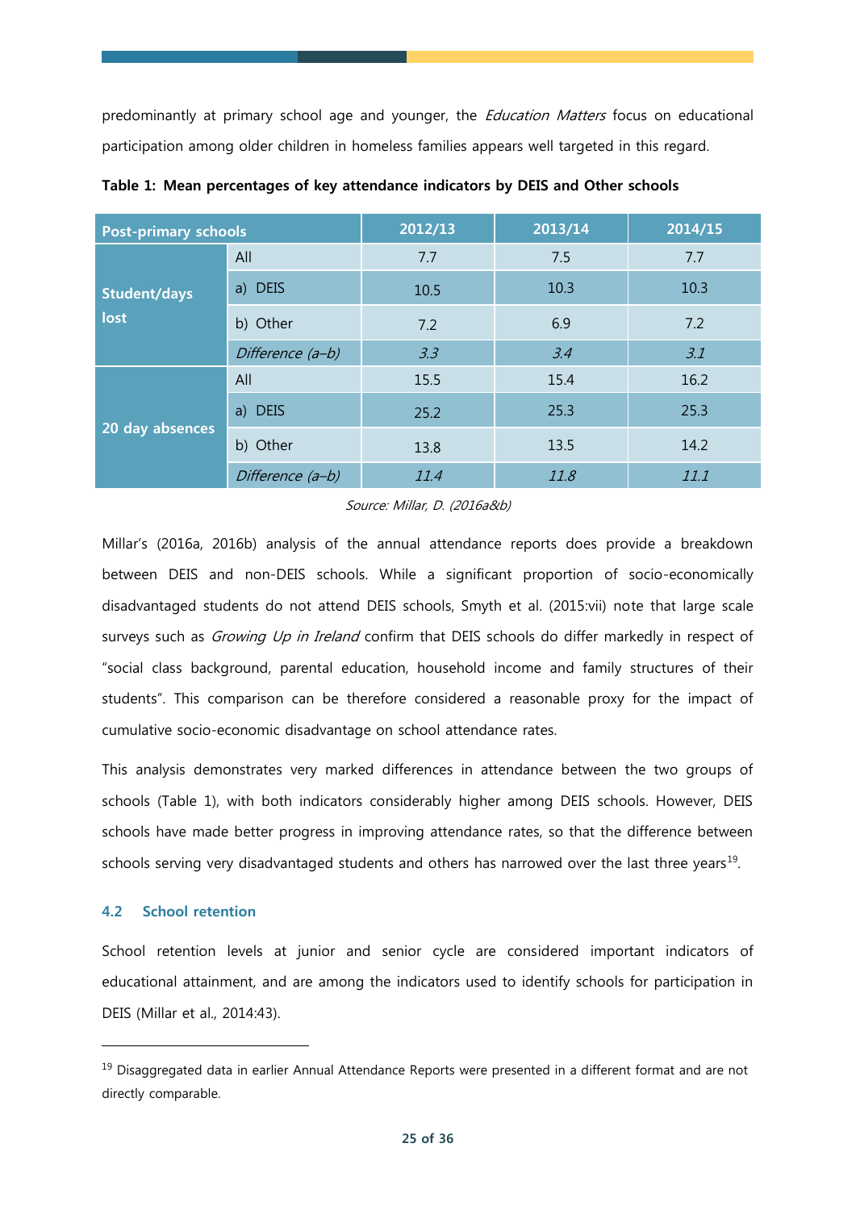predominantly at primary school age and younger, the *Education Matters* focus on educational participation among older children in homeless families appears well targeted in this regard.

**Table 1: Mean percentages of key attendance indicators by DEIS and Other schools**

| Post-primary schools | | 2012/13 | 2013/14 | 2014/15 |
|---|---|---|---|---|
| Student/days lost | All | 7.7 | 7.5 | 7.7 |
| | a) DEIS | 10.5 | 10.3 | 10.3 |
| | b) Other | 7.2 | 6.9 | 7.2 |
| | *Difference (a–b)* | *3.3* | *3.4* | *3.1* |
| 20 day absences | All | 15.5 | 15.4 | 16.2 |
| | a) DEIS | 25.2 | 25.3 | 25.3 |
| | b) Other | 13.8 | 13.5 | 14.2 |
| | *Difference (a–b)* | *11.4* | *11.8* | *11.1* |

*Source: Millar, D. (2016a&b)*

Millar's (2016a, 2016b) analysis of the annual attendance reports does provide a breakdown between DEIS and non-DEIS schools. While a significant proportion of socio-economically disadvantaged students do not attend DEIS schools, Smyth et al. (2015:vii) note that large scale surveys such as *Growing Up in Ireland* confirm that DEIS schools do differ markedly in respect of "social class background, parental education, household income and family structures of their students". This comparison can be therefore considered a reasonable proxy for the impact of cumulative socio-economic disadvantage on school attendance rates.

This analysis demonstrates very marked differences in attendance between the two groups of schools (Table 1), with both indicators considerably higher among DEIS schools. However, DEIS schools have made better progress in improving attendance rates, so that the difference between schools serving very disadvantaged students and others has narrowed over the last three years[19].

### 4.2 School retention

School retention levels at junior and senior cycle are considered important indicators of educational attainment, and are among the indicators used to identify schools for participation in DEIS (Millar et al., 2014:43).

---

[19] Disaggregated data in earlier Annual Attendance Reports were presented in a different format and are not directly comparable.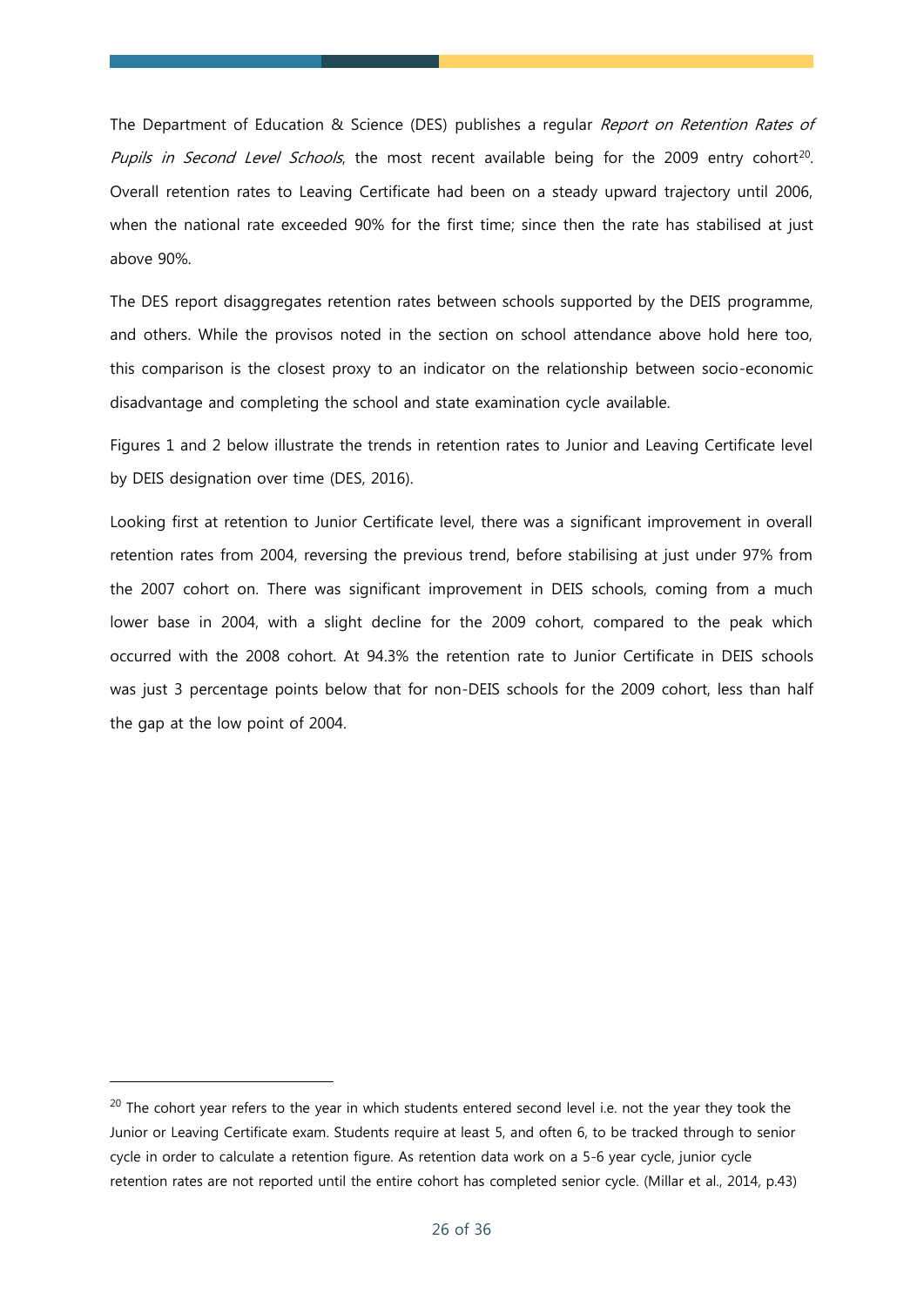The Department of Education & Science (DES) publishes a regular *Report on Retention Rates of Pupils in Second Level Schools*, the most recent available being for the 2009 entry cohort[20]. Overall retention rates to Leaving Certificate had been on a steady upward trajectory until 2006, when the national rate exceeded 90% for the first time; since then the rate has stabilised at just above 90%.

The DES report disaggregates retention rates between schools supported by the DEIS programme, and others. While the provisos noted in the section on school attendance above hold here too, this comparison is the closest proxy to an indicator on the relationship between socio-economic disadvantage and completing the school and state examination cycle available.

Figures 1 and 2 below illustrate the trends in retention rates to Junior and Leaving Certificate level by DEIS designation over time (DES, 2016).

Looking first at retention to Junior Certificate level, there was a significant improvement in overall retention rates from 2004, reversing the previous trend, before stabilising at just under 97% from the 2007 cohort on. There was significant improvement in DEIS schools, coming from a much lower base in 2004, with a slight decline for the 2009 cohort, compared to the peak which occurred with the 2008 cohort. At 94.3% the retention rate to Junior Certificate in DEIS schools was just 3 percentage points below that for non-DEIS schools for the 2009 cohort, less than half the gap at the low point of 2004.

[20] The cohort year refers to the year in which students entered second level i.e. not the year they took the Junior or Leaving Certificate exam. Students require at least 5, and often 6, to be tracked through to senior cycle in order to calculate a retention figure. As retention data work on a 5-6 year cycle, junior cycle retention rates are not reported until the entire cohort has completed senior cycle. (Millar et al., 2014, p.43)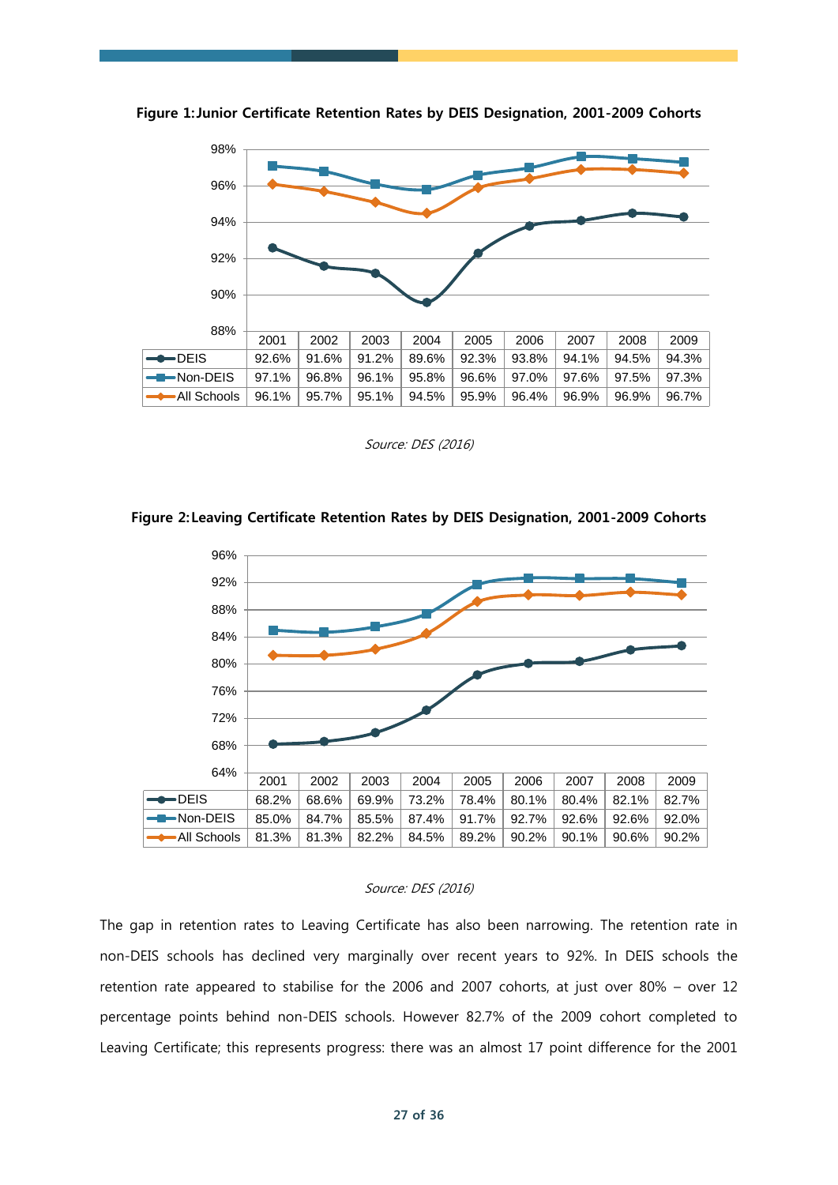**Figure 1: Junior Certificate Retention Rates by DEIS Designation, 2001-2009 Cohorts**

| | 2001 | 2002 | 2003 | 2004 | 2005 | 2006 | 2007 | 2008 | 2009 |
|---|---|---|---|---|---|---|---|---|---|
| DEIS | 92.6% | 91.6% | 91.2% | 89.6% | 92.3% | 93.8% | 94.1% | 94.5% | 94.3% |
| Non-DEIS | 97.1% | 96.8% | 96.1% | 95.8% | 96.6% | 97.0% | 97.6% | 97.5% | 97.3% |
| All Schools | 96.1% | 95.7% | 95.1% | 94.5% | 95.9% | 96.4% | 96.9% | 96.9% | 96.7% |

*Source: DES (2016)*

**Figure 2: Leaving Certificate Retention Rates by DEIS Designation, 2001-2009 Cohorts**

| | 2001 | 2002 | 2003 | 2004 | 2005 | 2006 | 2007 | 2008 | 2009 |
|---|---|---|---|---|---|---|---|---|---|
| DEIS | 68.2% | 68.6% | 69.9% | 73.2% | 78.4% | 80.1% | 80.4% | 82.1% | 82.7% |
| Non-DEIS | 85.0% | 84.7% | 85.5% | 87.4% | 91.7% | 92.7% | 92.6% | 92.6% | 92.0% |
| All Schools | 81.3% | 81.3% | 82.2% | 84.5% | 89.2% | 90.2% | 90.1% | 90.6% | 90.2% |

*Source: DES (2016)*

The gap in retention rates to Leaving Certificate has also been narrowing. The retention rate in non-DEIS schools has declined very marginally over recent years to 92%. In DEIS schools the retention rate appeared to stabilise for the 2006 and 2007 cohorts, at just over 80% – over 12 percentage points behind non-DEIS schools. However 82.7% of the 2009 cohort completed to Leaving Certificate; this represents progress: there was an almost 17 point difference for the 2001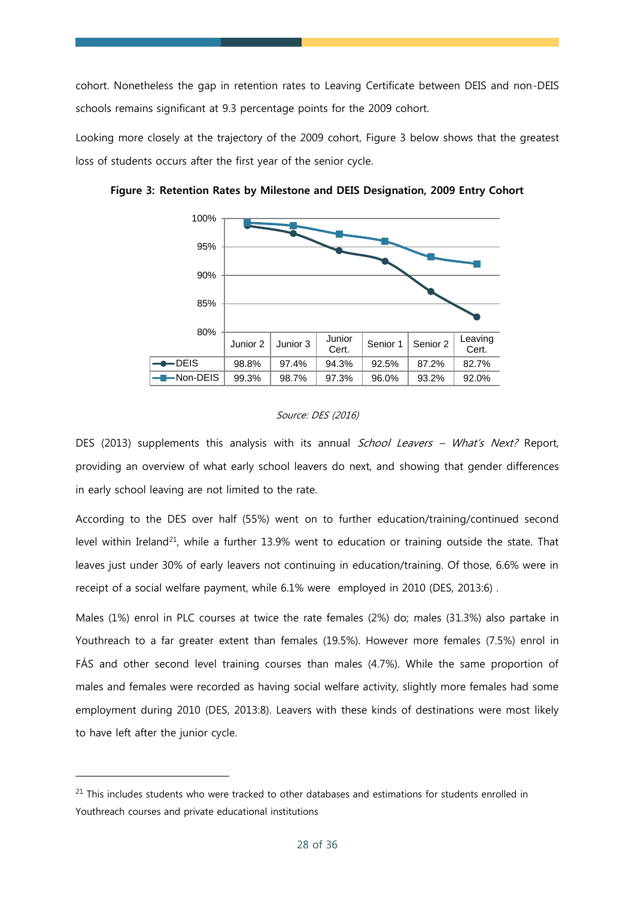cohort. Nonetheless the gap in retention rates to Leaving Certificate between DEIS and non-DEIS schools remains significant at 9.3 percentage points for the 2009 cohort.

Looking more closely at the trajectory of the 2009 cohort, Figure 3 below shows that the greatest loss of students occurs after the first year of the senior cycle.

**Figure 3: Retention Rates by Milestone and DEIS Designation, 2009 Entry Cohort**

| | Junior 2 | Junior 3 | Junior Cert. | Senior 1 | Senior 2 | Leaving Cert. |
|---|---|---|---|---|---|---|
| DEIS | 98.8% | 97.4% | 94.3% | 92.5% | 87.2% | 82.7% |
| Non-DEIS | 99.3% | 98.7% | 97.3% | 96.0% | 93.2% | 92.0% |

*Source: DES (2016)*

DES (2013) supplements this analysis with its annual *School Leavers – What's Next?* Report, providing an overview of what early school leavers do next, and showing that gender differences in early school leaving are not limited to the rate.

According to the DES over half (55%) went on to further education/training/continued second level within Ireland[21], while a further 13.9% went to education or training outside the state. That leaves just under 30% of early leavers not continuing in education/training. Of those, 6.6% were in receipt of a social welfare payment, while 6.1% were employed in 2010 (DES, 2013:6) .

Males (1%) enrol in PLC courses at twice the rate females (2%) do; males (31.3%) also partake in Youthreach to a far greater extent than females (19.5%). However more females (7.5%) enrol in FÁS and other second level training courses than males (4.7%). While the same proportion of males and females were recorded as having social welfare activity, slightly more females had some employment during 2010 (DES, 2013:8). Leavers with these kinds of destinations were most likely to have left after the junior cycle.

---

[21] This includes students who were tracked to other databases and estimations for students enrolled in Youthreach courses and private educational institutions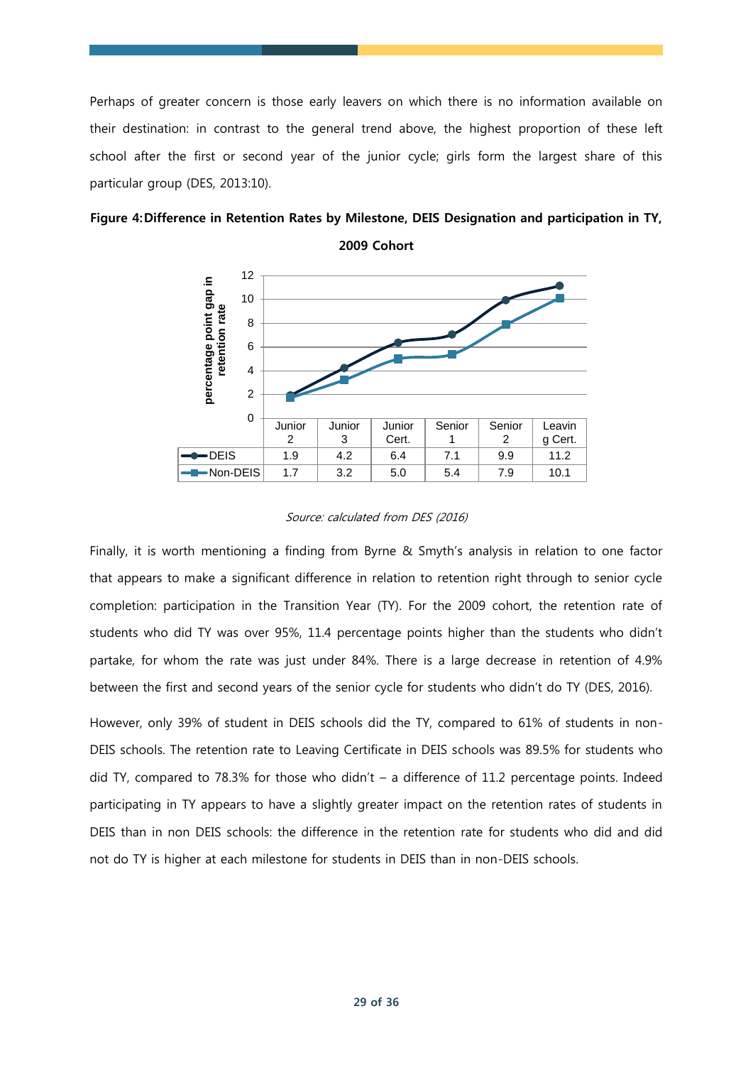Perhaps of greater concern is those early leavers on which there is no information available on their destination: in contrast to the general trend above, the highest proportion of these left school after the first or second year of the junior cycle; girls form the largest share of this particular group (DES, 2013:10).

**Figure 4: Difference in Retention Rates by Milestone, DEIS Designation and participation in TY, 2009 Cohort**

| | Junior 2 | Junior 3 | Junior Cert. | Senior 1 | Senior 2 | Leaving Cert. |
|---|---|---|---|---|---|---|
| DEIS | 1.9 | 4.2 | 6.4 | 7.1 | 9.9 | 11.2 |
| Non-DEIS | 1.7 | 3.2 | 5.0 | 5.4 | 7.9 | 10.1 |

*Source: calculated from DES (2016)*

Finally, it is worth mentioning a finding from Byrne & Smyth's analysis in relation to one factor that appears to make a significant difference in relation to retention right through to senior cycle completion: participation in the Transition Year (TY). For the 2009 cohort, the retention rate of students who did TY was over 95%, 11.4 percentage points higher than the students who didn't partake, for whom the rate was just under 84%. There is a large decrease in retention of 4.9% between the first and second years of the senior cycle for students who didn't do TY (DES, 2016).

However, only 39% of student in DEIS schools did the TY, compared to 61% of students in non-DEIS schools. The retention rate to Leaving Certificate in DEIS schools was 89.5% for students who did TY, compared to 78.3% for those who didn't – a difference of 11.2 percentage points. Indeed participating in TY appears to have a slightly greater impact on the retention rates of students in DEIS than in non DEIS schools: the difference in the retention rate for students who did and did not do TY is higher at each milestone for students in DEIS than in non-DEIS schools.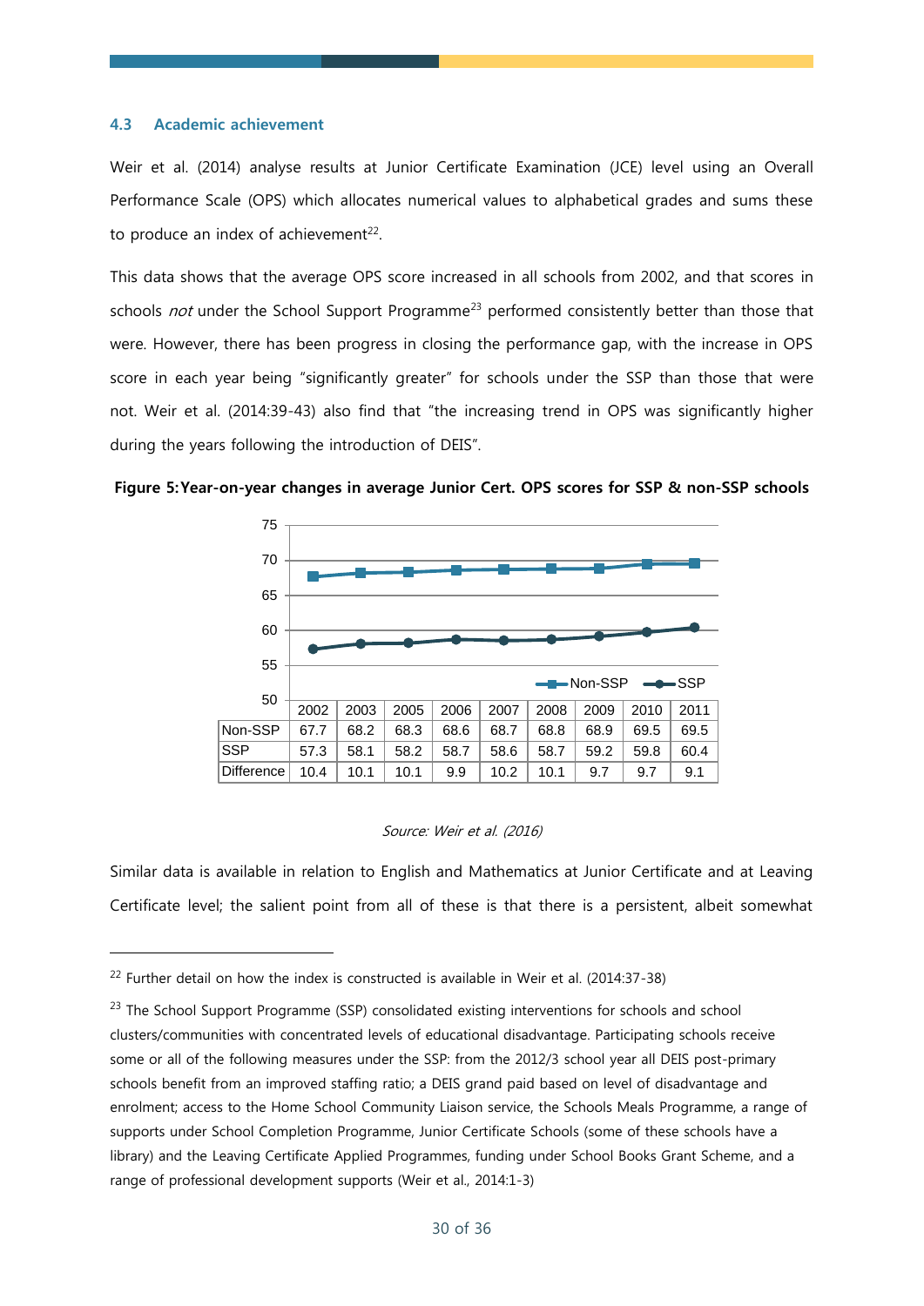### 4.3 Academic achievement

Weir et al. (2014) analyse results at Junior Certificate Examination (JCE) level using an Overall Performance Scale (OPS) which allocates numerical values to alphabetical grades and sums these to produce an index of achievement[22].

This data shows that the average OPS score increased in all schools from 2002, and that scores in schools *not* under the School Support Programme[23] performed consistently better than those that were. However, there has been progress in closing the performance gap, with the increase in OPS score in each year being "significantly greater" for schools under the SSP than those that were not. Weir et al. (2014:39-43) also find that "the increasing trend in OPS was significantly higher during the years following the introduction of DEIS".

**Figure 5: Year-on-year changes in average Junior Cert. OPS scores for SSP & non-SSP schools**

| | 2002 | 2003 | 2005 | 2006 | 2007 | 2008 | 2009 | 2010 | 2011 |
|---|---|---|---|---|---|---|---|---|---|
| Non-SSP | 67.7 | 68.2 | 68.3 | 68.6 | 68.7 | 68.8 | 68.9 | 69.5 | 69.5 |
| SSP | 57.3 | 58.1 | 58.2 | 58.7 | 58.6 | 58.7 | 59.2 | 59.8 | 60.4 |
| Difference | 10.4 | 10.1 | 10.1 | 9.9 | 10.2 | 10.1 | 9.7 | 9.7 | 9.1 |

*Source: Weir et al. (2016)*

Similar data is available in relation to English and Mathematics at Junior Certificate and at Leaving Certificate level; the salient point from all of these is that there is a persistent, albeit somewhat

---

[22] Further detail on how the index is constructed is available in Weir et al. (2014:37-38)

[23] The School Support Programme (SSP) consolidated existing interventions for schools and school clusters/communities with concentrated levels of educational disadvantage. Participating schools receive some or all of the following measures under the SSP: from the 2012/3 school year all DEIS post-primary schools benefit from an improved staffing ratio; a DEIS grand paid based on level of disadvantage and enrolment; access to the Home School Community Liaison service, the Schools Meals Programme, a range of supports under School Completion Programme, Junior Certificate Schools (some of these schools have a library) and the Leaving Certificate Applied Programmes, funding under School Books Grant Scheme, and a range of professional development supports (Weir et al., 2014:1-3)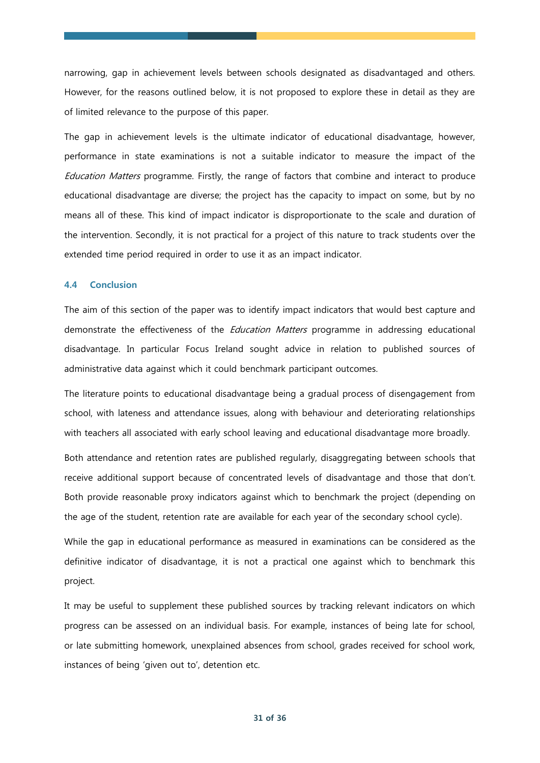narrowing, gap in achievement levels between schools designated as disadvantaged and others. However, for the reasons outlined below, it is not proposed to explore these in detail as they are of limited relevance to the purpose of this paper.

The gap in achievement levels is the ultimate indicator of educational disadvantage, however, performance in state examinations is not a suitable indicator to measure the impact of the *Education Matters* programme. Firstly, the range of factors that combine and interact to produce educational disadvantage are diverse; the project has the capacity to impact on some, but by no means all of these. This kind of impact indicator is disproportionate to the scale and duration of the intervention. Secondly, it is not practical for a project of this nature to track students over the extended time period required in order to use it as an impact indicator.

### 4.4 Conclusion

The aim of this section of the paper was to identify impact indicators that would best capture and demonstrate the effectiveness of the *Education Matters* programme in addressing educational disadvantage. In particular Focus Ireland sought advice in relation to published sources of administrative data against which it could benchmark participant outcomes.

The literature points to educational disadvantage being a gradual process of disengagement from school, with lateness and attendance issues, along with behaviour and deteriorating relationships with teachers all associated with early school leaving and educational disadvantage more broadly.

Both attendance and retention rates are published regularly, disaggregating between schools that receive additional support because of concentrated levels of disadvantage and those that don't. Both provide reasonable proxy indicators against which to benchmark the project (depending on the age of the student, retention rate are available for each year of the secondary school cycle).

While the gap in educational performance as measured in examinations can be considered as the definitive indicator of disadvantage, it is not a practical one against which to benchmark this project.

It may be useful to supplement these published sources by tracking relevant indicators on which progress can be assessed on an individual basis. For example, instances of being late for school, or late submitting homework, unexplained absences from school, grades received for school work, instances of being 'given out to', detention etc.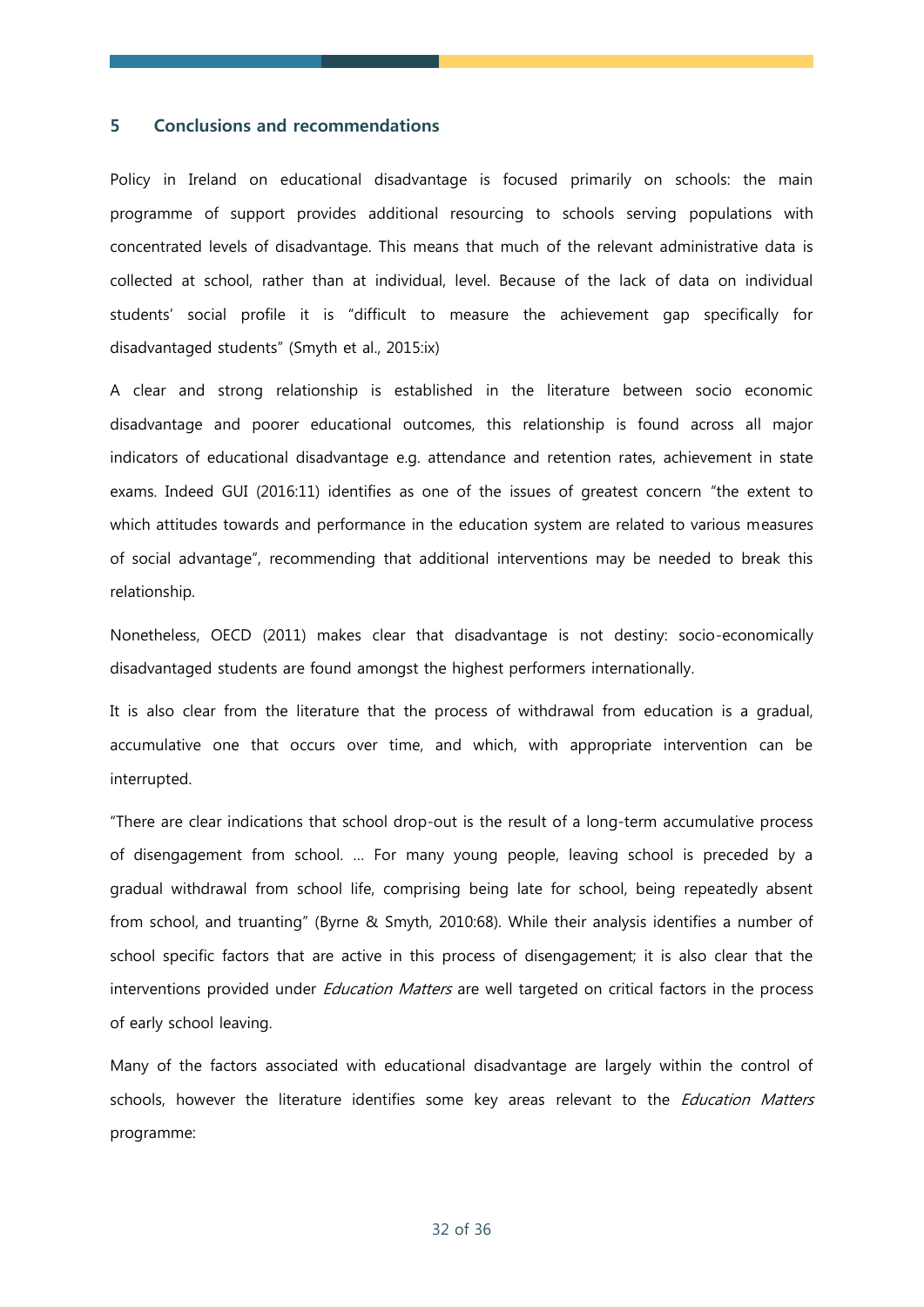## 5 Conclusions and recommendations

Policy in Ireland on educational disadvantage is focused primarily on schools: the main programme of support provides additional resourcing to schools serving populations with concentrated levels of disadvantage. This means that much of the relevant administrative data is collected at school, rather than at individual, level. Because of the lack of data on individual students' social profile it is "difficult to measure the achievement gap specifically for disadvantaged students" (Smyth et al., 2015:ix)

A clear and strong relationship is established in the literature between socio economic disadvantage and poorer educational outcomes, this relationship is found across all major indicators of educational disadvantage e.g. attendance and retention rates, achievement in state exams. Indeed GUI (2016:11) identifies as one of the issues of greatest concern "the extent to which attitudes towards and performance in the education system are related to various measures of social advantage", recommending that additional interventions may be needed to break this relationship.

Nonetheless, OECD (2011) makes clear that disadvantage is not destiny: socio-economically disadvantaged students are found amongst the highest performers internationally.

It is also clear from the literature that the process of withdrawal from education is a gradual, accumulative one that occurs over time, and which, with appropriate intervention can be interrupted.

"There are clear indications that school drop-out is the result of a long-term accumulative process of disengagement from school. … For many young people, leaving school is preceded by a gradual withdrawal from school life, comprising being late for school, being repeatedly absent from school, and truanting" (Byrne & Smyth, 2010:68). While their analysis identifies a number of school specific factors that are active in this process of disengagement; it is also clear that the interventions provided under *Education Matters* are well targeted on critical factors in the process of early school leaving.

Many of the factors associated with educational disadvantage are largely within the control of schools, however the literature identifies some key areas relevant to the *Education Matters* programme: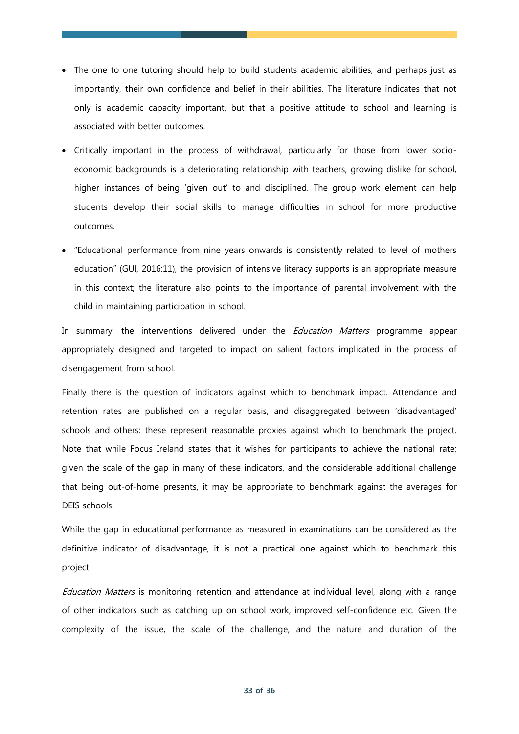- The one to one tutoring should help to build students academic abilities, and perhaps just as importantly, their own confidence and belief in their abilities. The literature indicates that not only is academic capacity important, but that a positive attitude to school and learning is associated with better outcomes.
- Critically important in the process of withdrawal, particularly for those from lower socio-economic backgrounds is a deteriorating relationship with teachers, growing dislike for school, higher instances of being 'given out' to and disciplined. The group work element can help students develop their social skills to manage difficulties in school for more productive outcomes.
- "Educational performance from nine years onwards is consistently related to level of mothers education" (GUI, 2016:11), the provision of intensive literacy supports is an appropriate measure in this context; the literature also points to the importance of parental involvement with the child in maintaining participation in school.

In summary, the interventions delivered under the *Education Matters* programme appear appropriately designed and targeted to impact on salient factors implicated in the process of disengagement from school.

Finally there is the question of indicators against which to benchmark impact. Attendance and retention rates are published on a regular basis, and disaggregated between 'disadvantaged' schools and others: these represent reasonable proxies against which to benchmark the project. Note that while Focus Ireland states that it wishes for participants to achieve the national rate; given the scale of the gap in many of these indicators, and the considerable additional challenge that being out-of-home presents, it may be appropriate to benchmark against the averages for DEIS schools.

While the gap in educational performance as measured in examinations can be considered as the definitive indicator of disadvantage, it is not a practical one against which to benchmark this project.

*Education Matters* is monitoring retention and attendance at individual level, along with a range of other indicators such as catching up on school work, improved self-confidence etc. Given the complexity of the issue, the scale of the challenge, and the nature and duration of the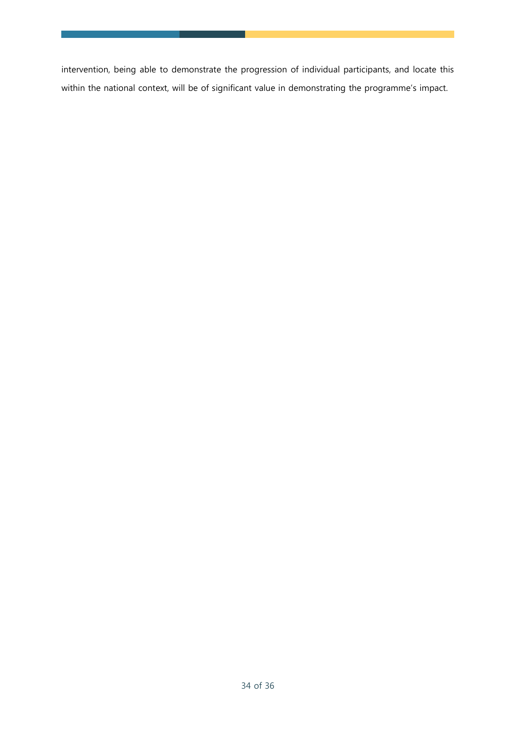intervention, being able to demonstrate the progression of individual participants, and locate this within the national context, will be of significant value in demonstrating the programme's impact.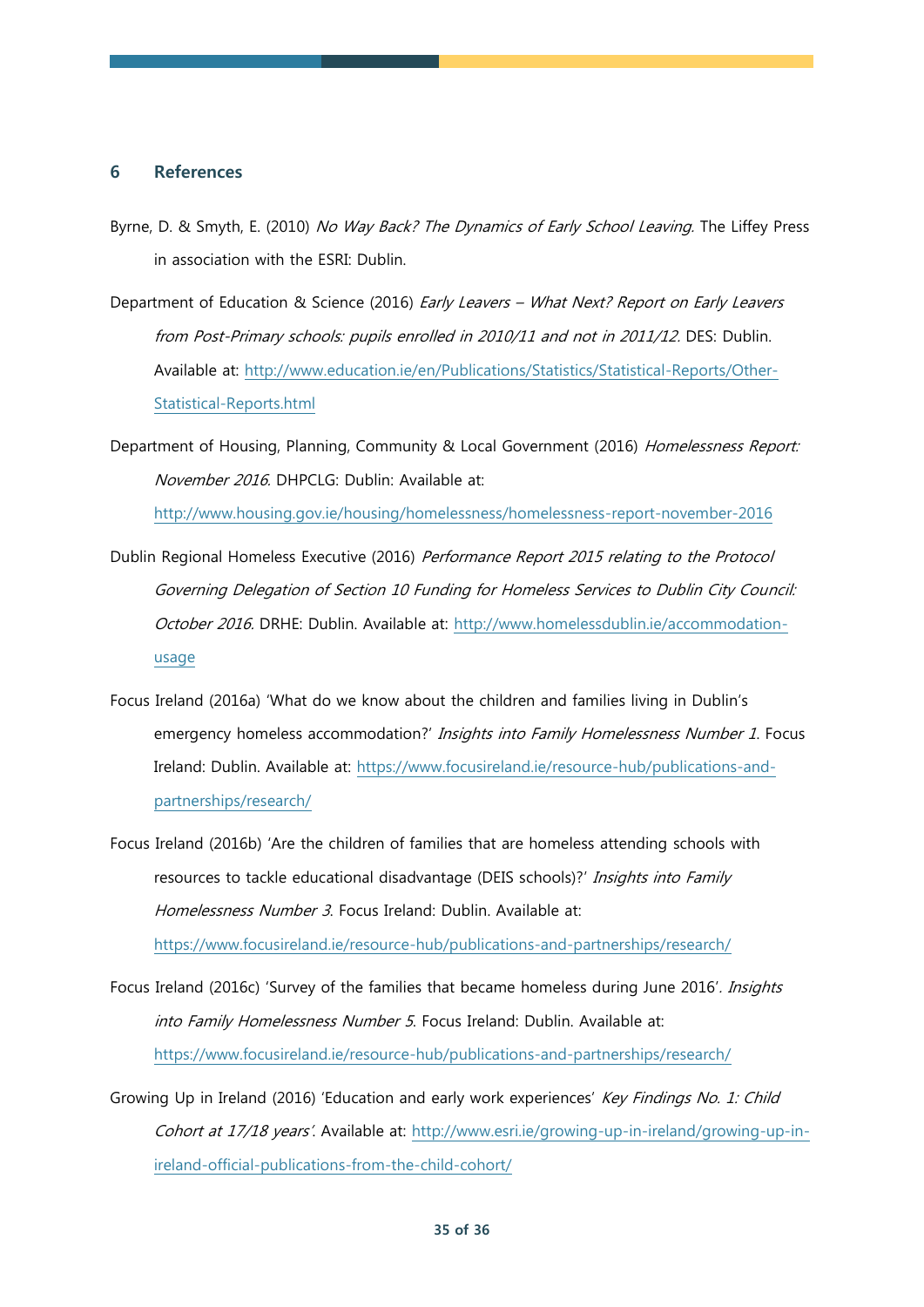## 6 References

Byrne, D. & Smyth, E. (2010) *No Way Back? The Dynamics of Early School Leaving*. The Liffey Press in association with the ESRI: Dublin.

Department of Education & Science (2016) *Early Leavers – What Next? Report on Early Leavers from Post-Primary schools: pupils enrolled in 2010/11 and not in 2011/12*. DES: Dublin. Available at: http://www.education.ie/en/Publications/Statistics/Statistical-Reports/Other-Statistical-Reports.html

Department of Housing, Planning, Community & Local Government (2016) *Homelessness Report: November 2016*. DHPCLG: Dublin: Available at: http://www.housing.gov.ie/housing/homelessness/homelessness-report-november-2016

Dublin Regional Homeless Executive (2016) *Performance Report 2015 relating to the Protocol Governing Delegation of Section 10 Funding for Homeless Services to Dublin City Council: October 2016*. DRHE: Dublin. Available at: http://www.homelessdublin.ie/accommodation-usage

Focus Ireland (2016a) 'What do we know about the children and families living in Dublin's emergency homeless accommodation?' *Insights into Family Homelessness Number 1*. Focus Ireland: Dublin. Available at: https://www.focusireland.ie/resource-hub/publications-and-partnerships/research/

Focus Ireland (2016b) 'Are the children of families that are homeless attending schools with resources to tackle educational disadvantage (DEIS schools)?' *Insights into Family Homelessness Number 3*. Focus Ireland: Dublin. Available at: https://www.focusireland.ie/resource-hub/publications-and-partnerships/research/

Focus Ireland (2016c) 'Survey of the families that became homeless during June 2016'. *Insights into Family Homelessness Number 5*. Focus Ireland: Dublin. Available at: https://www.focusireland.ie/resource-hub/publications-and-partnerships/research/

Growing Up in Ireland (2016) 'Education and early work experiences' *Key Findings No. 1: Child Cohort at 17/18 years'*. Available at: http://www.esri.ie/growing-up-in-ireland/growing-up-in-ireland-official-publications-from-the-child-cohort/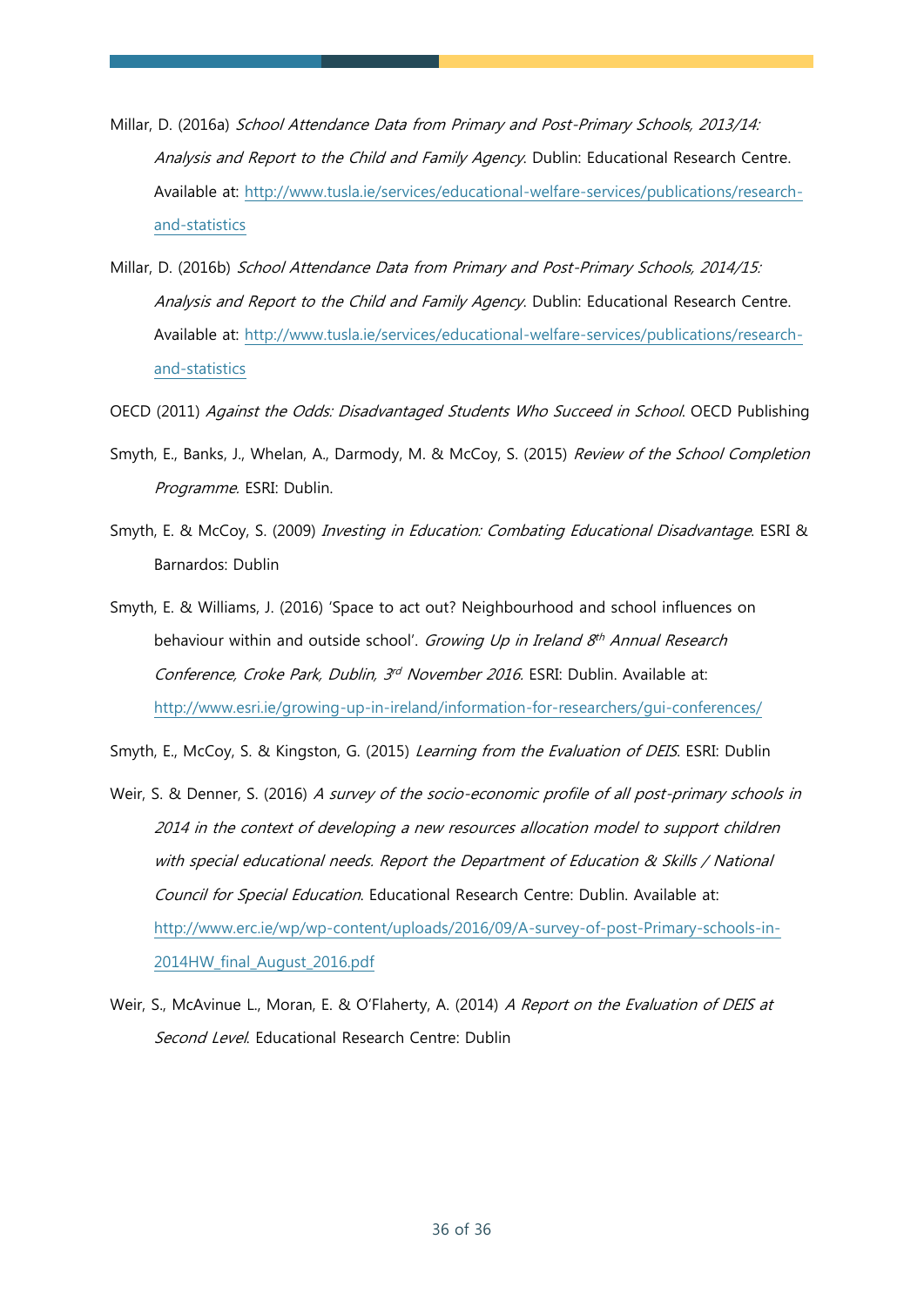Millar, D. (2016a) *School Attendance Data from Primary and Post-Primary Schools, 2013/14: Analysis and Report to the Child and Family Agency*. Dublin: Educational Research Centre. Available at: http://www.tusla.ie/services/educational-welfare-services/publications/research-and-statistics

Millar, D. (2016b) *School Attendance Data from Primary and Post-Primary Schools, 2014/15: Analysis and Report to the Child and Family Agency*. Dublin: Educational Research Centre. Available at: http://www.tusla.ie/services/educational-welfare-services/publications/research-and-statistics

OECD (2011) *Against the Odds: Disadvantaged Students Who Succeed in School*. OECD Publishing

Smyth, E., Banks, J., Whelan, A., Darmody, M. & McCoy, S. (2015) *Review of the School Completion Programme*. ESRI: Dublin.

Smyth, E. & McCoy, S. (2009) *Investing in Education: Combating Educational Disadvantage*. ESRI & Barnardos: Dublin

Smyth, E. & Williams, J. (2016) 'Space to act out? Neighbourhood and school influences on behaviour within and outside school'. *Growing Up in Ireland 8th Annual Research Conference, Croke Park, Dublin, 3rd November 2016*. ESRI: Dublin. Available at: http://www.esri.ie/growing-up-in-ireland/information-for-researchers/gui-conferences/

Smyth, E., McCoy, S. & Kingston, G. (2015) *Learning from the Evaluation of DEIS*. ESRI: Dublin

Weir, S. & Denner, S. (2016) *A survey of the socio-economic profile of all post-primary schools in 2014 in the context of developing a new resources allocation model to support children with special educational needs. Report the Department of Education & Skills / National Council for Special Education*. Educational Research Centre: Dublin. Available at: http://www.erc.ie/wp/wp-content/uploads/2016/09/A-survey-of-post-Primary-schools-in-2014HW_final_August_2016.pdf

Weir, S., McAvinue L., Moran, E. & O'Flaherty, A. (2014) *A Report on the Evaluation of DEIS at Second Level*. Educational Research Centre: Dublin